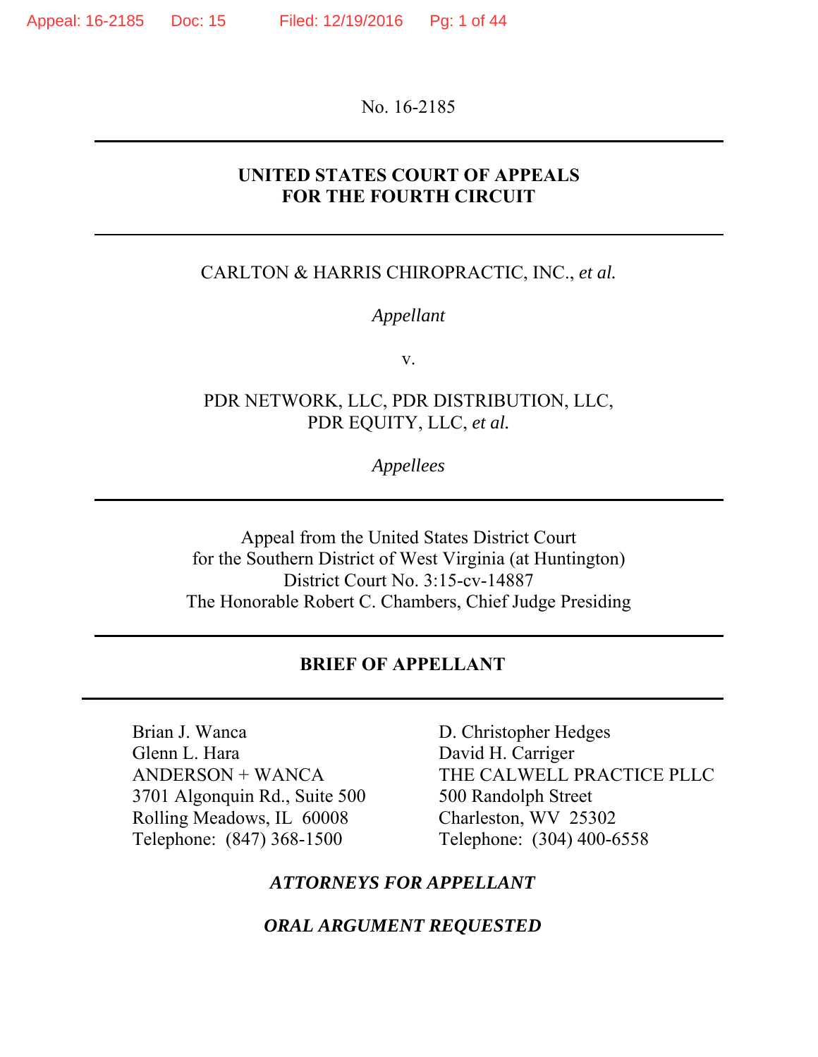No. 16-2185

---

**UNITED STATES COURT OF APPEALS**
**FOR THE FOURTH CIRCUIT**

---

CARLTON & HARRIS CHIROPRACTIC, INC., *et al.*

*Appellant*

v.

PDR NETWORK, LLC, PDR DISTRIBUTION, LLC,
PDR EQUITY, LLC, *et al.*

*Appellees*

---

Appeal from the United States District Court
for the Southern District of West Virginia (at Huntington)
District Court No. 3:15-cv-14887
The Honorable Robert C. Chambers, Chief Judge Presiding

---

**BRIEF OF APPELLANT**

---

Brian J. Wanca
Glenn L. Hara
ANDERSON + WANCA
3701 Algonquin Rd., Suite 500
Rolling Meadows, IL 60008
Telephone: (847) 368-1500

D. Christopher Hedges
David H. Carriger
THE CALWELL PRACTICE PLLC
500 Randolph Street
Charleston, WV 25302
Telephone: (304) 400-6558

***ATTORNEYS FOR APPELLANT***

***ORAL ARGUMENT REQUESTED***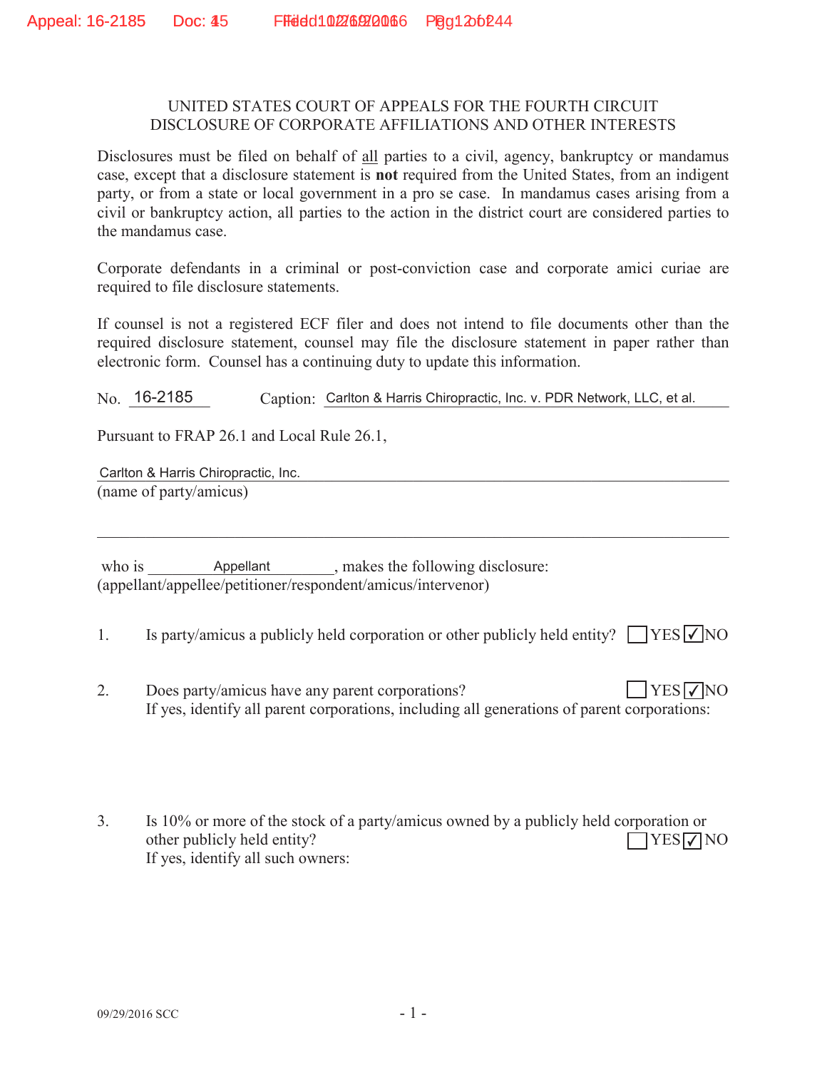UNITED STATES COURT OF APPEALS FOR THE FOURTH CIRCUIT
DISCLOSURE OF CORPORATE AFFILIATIONS AND OTHER INTERESTS

Disclosures must be filed on behalf of all parties to a civil, agency, bankruptcy or mandamus case, except that a disclosure statement is **not** required from the United States, from an indigent party, or from a state or local government in a pro se case. In mandamus cases arising from a civil or bankruptcy action, all parties to the action in the district court are considered parties to the mandamus case.

Corporate defendants in a criminal or post-conviction case and corporate amici curiae are required to file disclosure statements.

If counsel is not a registered ECF filer and does not intend to file documents other than the required disclosure statement, counsel may file the disclosure statement in paper rather than electronic form. Counsel has a continuing duty to update this information.

No. 16-2185 Caption: Carlton & Harris Chiropractic, Inc. v. PDR Network, LLC, et al.

Pursuant to FRAP 26.1 and Local Rule 26.1,

Carlton & Harris Chiropractic, Inc.
(name of party/amicus)

who is Appellant, makes the following disclosure:
(appellant/appellee/petitioner/respondent/amicus/intervenor)

1. Is party/amicus a publicly held corporation or other publicly held entity? ☐ YES ☑ NO

2. Does party/amicus have any parent corporations? ☐ YES ☑ NO
   If yes, identify all parent corporations, including all generations of parent corporations:

3. Is 10% or more of the stock of a party/amicus owned by a publicly held corporation or other publicly held entity? ☐ YES ☑ NO
   If yes, identify all such owners:

09/29/2016 SCC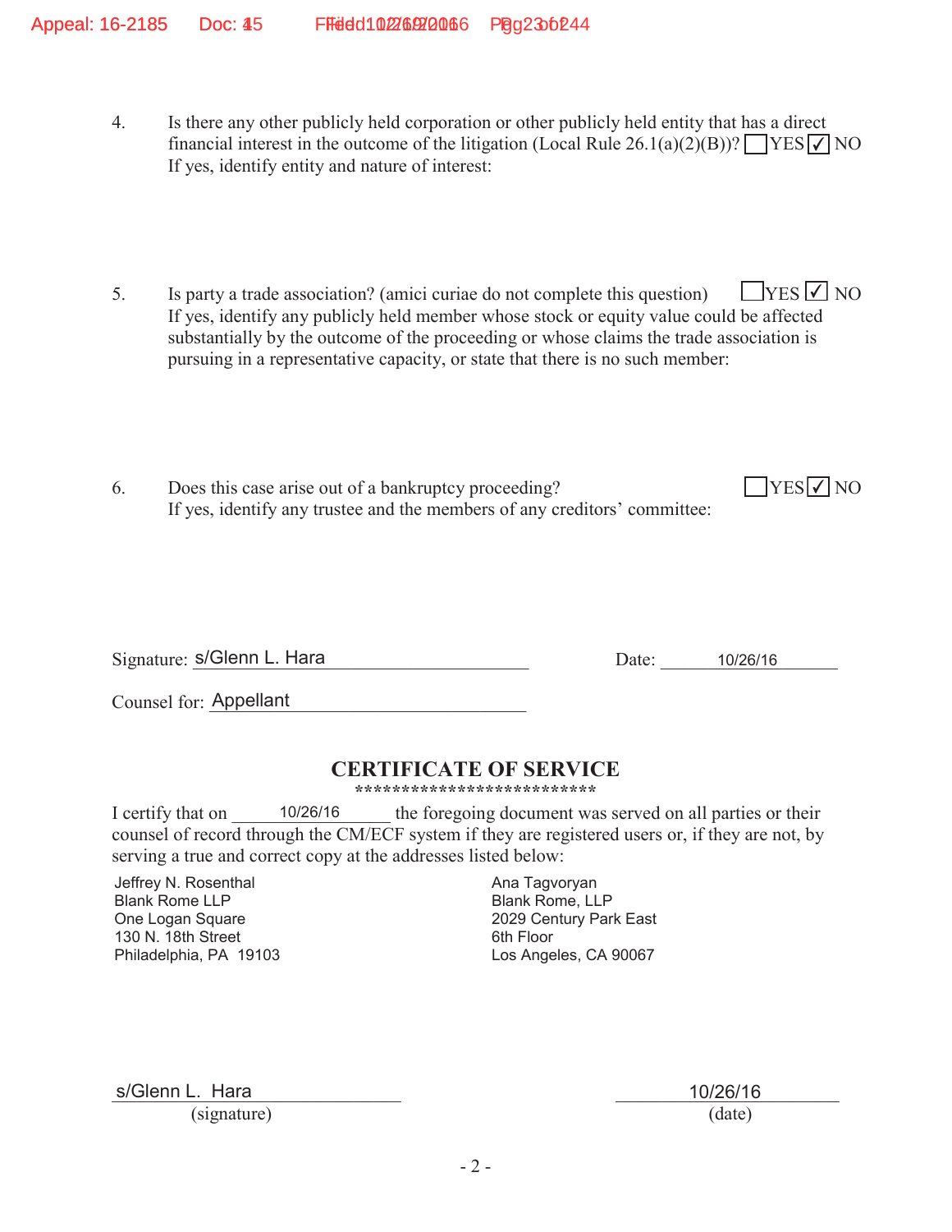4. Is there any other publicly held corporation or other publicly held entity that has a direct financial interest in the outcome of the litigation (Local Rule 26.1(a)(2)(B))? ☐ YES ☑ NO
   If yes, identify entity and nature of interest:

5. Is party a trade association? (amici curiae do not complete this question) ☐ YES ☑ NO
   If yes, identify any publicly held member whose stock or equity value could be affected substantially by the outcome of the proceeding or whose claims the trade association is pursuing in a representative capacity, or state that there is no such member:

6. Does this case arise out of a bankruptcy proceeding? ☐ YES ☑ NO
   If yes, identify any trustee and the members of any creditors' committee:

Signature: s/Glenn L. Hara Date: 10/26/16

Counsel for: Appellant

## CERTIFICATE OF SERVICE

**************************

I certify that on 10/26/16 the foregoing document was served on all parties or their counsel of record through the CM/ECF system if they are registered users or, if they are not, by serving a true and correct copy at the addresses listed below:

Jeffrey N. Rosenthal
Blank Rome LLP
One Logan Square
130 N. 18th Street
Philadelphia, PA 19103

Ana Tagvoryan
Blank Rome, LLP
2029 Century Park East
6th Floor
Los Angeles, CA 90067

s/Glenn L. Hara
(signature)

10/26/16
(date)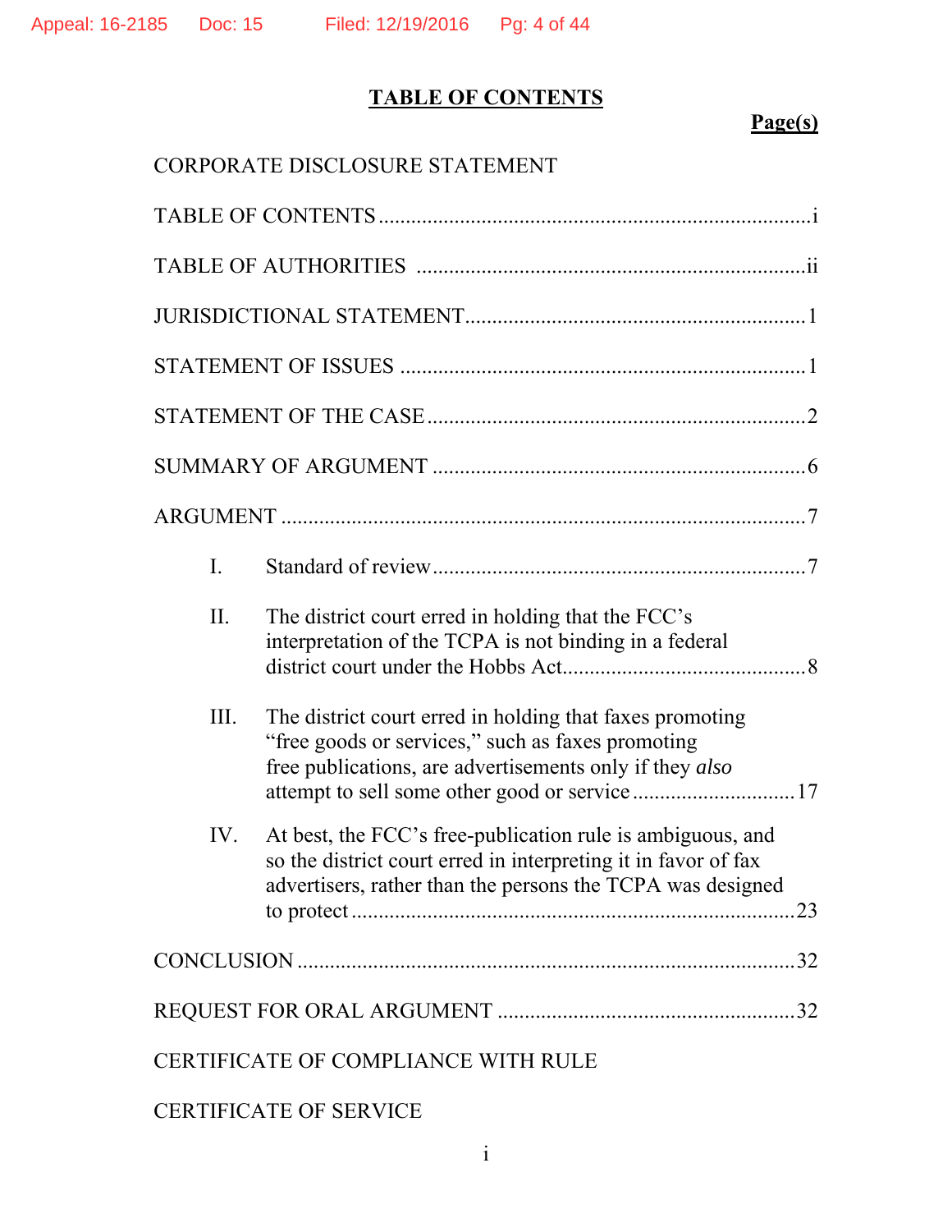# TABLE OF CONTENTS

| | Page(s) |
|---|---|
| CORPORATE DISCLOSURE STATEMENT | |
| TABLE OF CONTENTS | i |
| TABLE OF AUTHORITIES | ii |
| JURISDICTIONAL STATEMENT | 1 |
| STATEMENT OF ISSUES | 1 |
| STATEMENT OF THE CASE | 2 |
| SUMMARY OF ARGUMENT | 6 |
| ARGUMENT | 7 |
| I. Standard of review | 7 |
| II. The district court erred in holding that the FCC's interpretation of the TCPA is not binding in a federal district court under the Hobbs Act | 8 |
| III. The district court erred in holding that faxes promoting "free goods or services," such as faxes promoting free publications, are advertisements only if they *also* attempt to sell some other good or service | 17 |
| IV. At best, the FCC's free-publication rule is ambiguous, and so the district court erred in interpreting it in favor of fax advertisers, rather than the persons the TCPA was designed to protect | 23 |
| CONCLUSION | 32 |
| REQUEST FOR ORAL ARGUMENT | 32 |
| CERTIFICATE OF COMPLIANCE WITH RULE | |
| CERTIFICATE OF SERVICE | |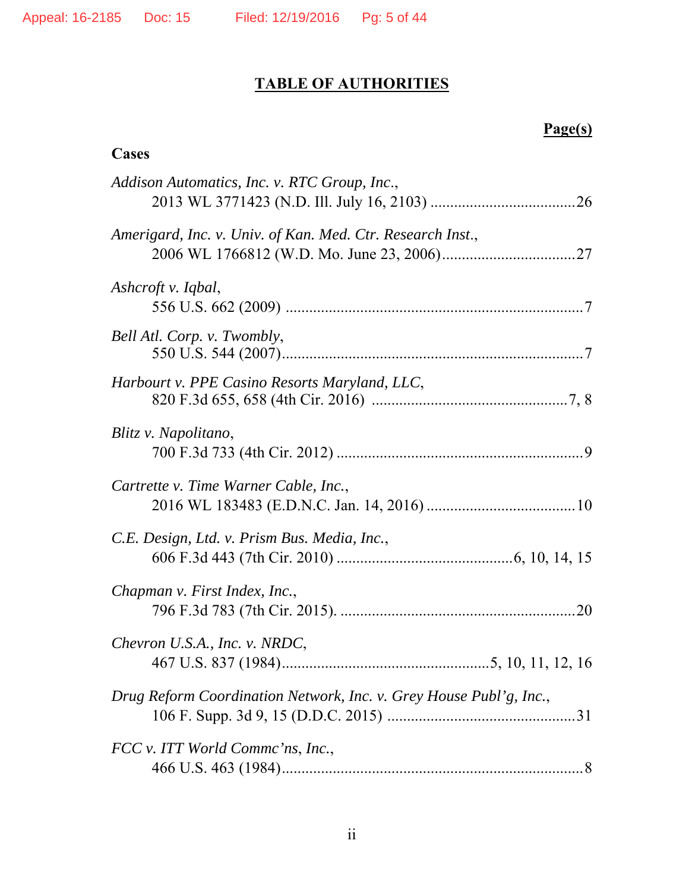# TABLE OF AUTHORITIES

**Page(s)**

**Cases**

*Addison Automatics, Inc. v. RTC Group, Inc.*,
2013 WL 3771423 (N.D. Ill. July 16, 2103) ....................................26

*Amerigard, Inc. v. Univ. of Kan. Med. Ctr. Research Inst.*,
2006 WL 1766812 (W.D. Mo. June 23, 2006)..................................27

*Ashcroft v. Iqbal*,
556 U.S. 662 (2009) ............................................................................7

*Bell Atl. Corp. v. Twombly*,
550 U.S. 544 (2007).............................................................................7

*Harbourt v. PPE Casino Resorts Maryland, LLC*,
820 F.3d 655, 658 (4th Cir. 2016) .................................................7, 8

*Blitz v. Napolitano*,
700 F.3d 733 (4th Cir. 2012) ...............................................................9

*Cartrette v. Time Warner Cable, Inc.*,
2016 WL 183483 (E.D.N.C. Jan. 14, 2016) ......................................10

*C.E. Design, Ltd. v. Prism Bus. Media, Inc.*,
606 F.3d 443 (7th Cir. 2010) .............................................6, 10, 14, 15

*Chapman v. First Index, Inc.*,
796 F.3d 783 (7th Cir. 2015). ............................................................20

*Chevron U.S.A., Inc. v. NRDC*,
467 U.S. 837 (1984)....................................................5, 10, 11, 12, 16

*Drug Reform Coordination Network, Inc. v. Grey House Publ'g, Inc.*,
106 F. Supp. 3d 9, 15 (D.D.C. 2015) ................................................31

*FCC v. ITT World Commc'ns, Inc.*,
466 U.S. 463 (1984).............................................................................8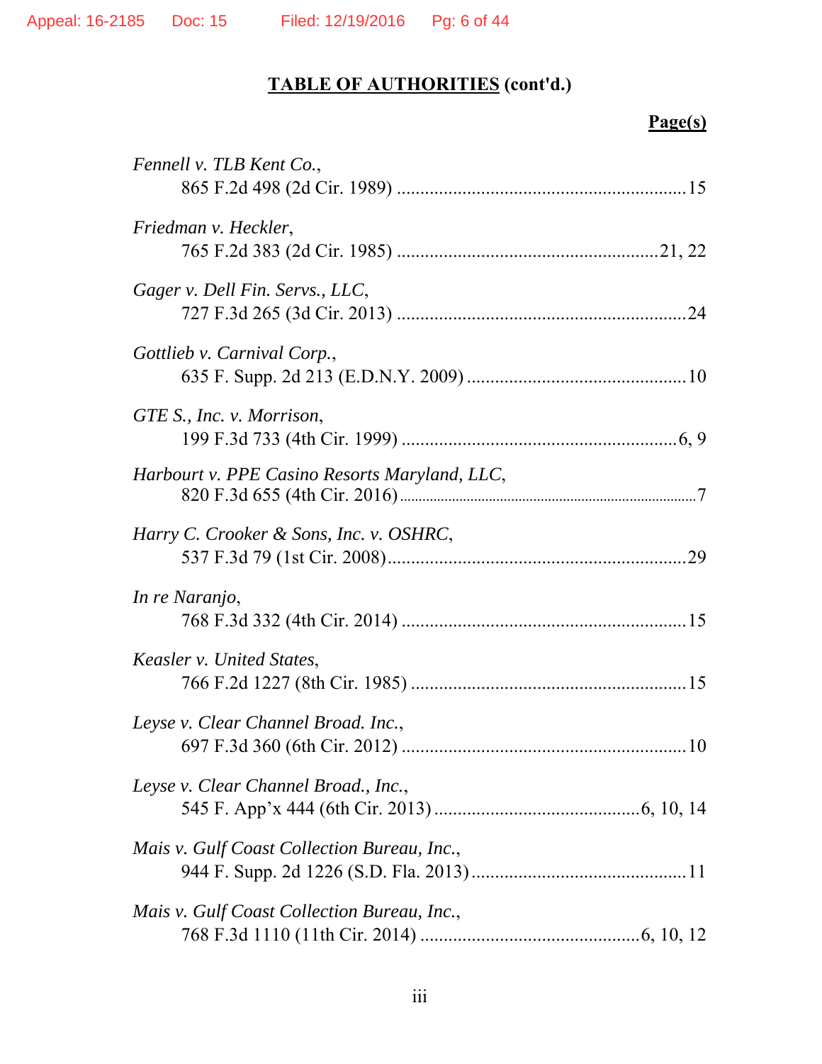**TABLE OF AUTHORITIES (cont'd.)**

**Page(s)**

*Fennell v. TLB Kent Co.*,
865 F.2d 498 (2d Cir. 1989) ............................................................15

*Friedman v. Heckler*,
765 F.2d 383 (2d Cir. 1985) ......................................................21, 22

*Gager v. Dell Fin. Servs., LLC*,
727 F.3d 265 (3d Cir. 2013) .............................................................24

*Gottlieb v. Carnival Corp.*,
635 F. Supp. 2d 213 (E.D.N.Y. 2009) ..............................................10

*GTE S., Inc. v. Morrison*,
199 F.3d 733 (4th Cir. 1999) ..........................................................6, 9

*Harbourt v. PPE Casino Resorts Maryland, LLC*,
820 F.3d 655 (4th Cir. 2016)..............................................................7

*Harry C. Crooker & Sons, Inc. v. OSHRC*,
537 F.3d 79 (1st Cir. 2008)...............................................................29

*In re Naranjo*,
768 F.3d 332 (4th Cir. 2014) ............................................................15

*Keasler v. United States*,
766 F.2d 1227 (8th Cir. 1985) ..........................................................15

*Leyse v. Clear Channel Broad. Inc.*,
697 F.3d 360 (6th Cir. 2012) ............................................................10

*Leyse v. Clear Channel Broad., Inc.*,
545 F. App'x 444 (6th Cir. 2013) ..........................................6, 10, 14

*Mais v. Gulf Coast Collection Bureau, Inc.*,
944 F. Supp. 2d 1226 (S.D. Fla. 2013)..............................................11

*Mais v. Gulf Coast Collection Bureau, Inc.*,
768 F.3d 1110 (11th Cir. 2014) ..............................................6, 10, 12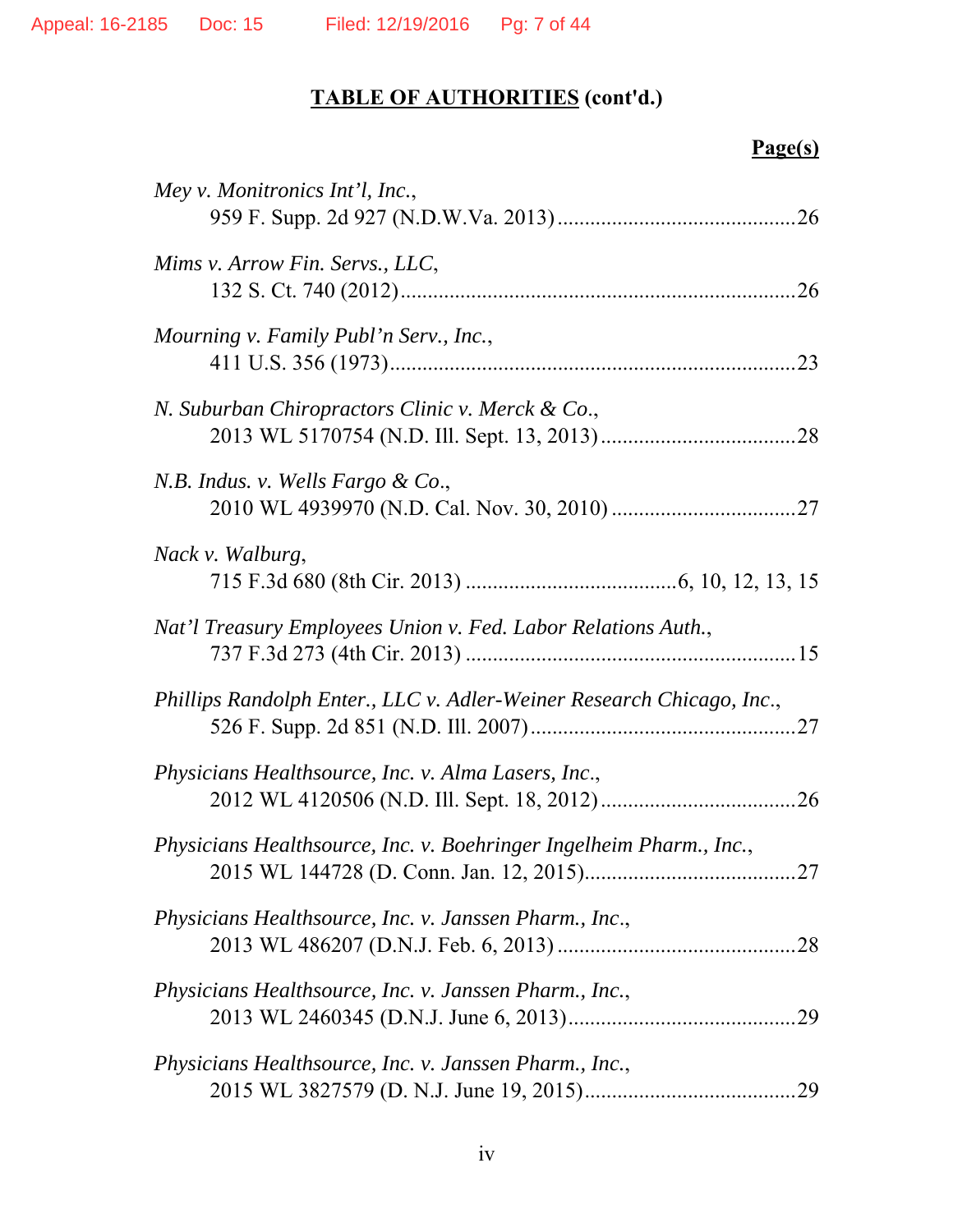## **TABLE OF AUTHORITIES** (cont'd.)

**Page(s)**

*Mey v. Monitronics Int'l, Inc.*,
959 F. Supp. 2d 927 (N.D.W.Va. 2013)............................................26

*Mims v. Arrow Fin. Servs., LLC*,
132 S. Ct. 740 (2012).........................................................................26

*Mourning v. Family Publ'n Serv., Inc.*,
411 U.S. 356 (1973)...........................................................................23

*N. Suburban Chiropractors Clinic v. Merck & Co.*,
2013 WL 5170754 (N.D. Ill. Sept. 13, 2013)....................................28

*N.B. Indus. v. Wells Fargo & Co.*,
2010 WL 4939970 (N.D. Cal. Nov. 30, 2010) .................................27

*Nack v. Walburg*,
715 F.3d 680 (8th Cir. 2013) .......................................6, 10, 12, 13, 15

*Nat'l Treasury Employees Union v. Fed. Labor Relations Auth.*,
737 F.3d 273 (4th Cir. 2013) .............................................................15

*Phillips Randolph Enter., LLC v. Adler-Weiner Research Chicago, Inc.*,
526 F. Supp. 2d 851 (N.D. Ill. 2007).................................................27

*Physicians Healthsource, Inc. v. Alma Lasers, Inc.*,
2012 WL 4120506 (N.D. Ill. Sept. 18, 2012)....................................26

*Physicians Healthsource, Inc. v. Boehringer Ingelheim Pharm., Inc.*,
2015 WL 144728 (D. Conn. Jan. 12, 2015).......................................27

*Physicians Healthsource, Inc. v. Janssen Pharm., Inc.*,
2013 WL 486207 (D.N.J. Feb. 6, 2013) ............................................28

*Physicians Healthsource, Inc. v. Janssen Pharm., Inc.*,
2013 WL 2460345 (D.N.J. June 6, 2013)..........................................29

*Physicians Healthsource, Inc. v. Janssen Pharm., Inc.*,
2015 WL 3827579 (D. N.J. June 19, 2015).......................................29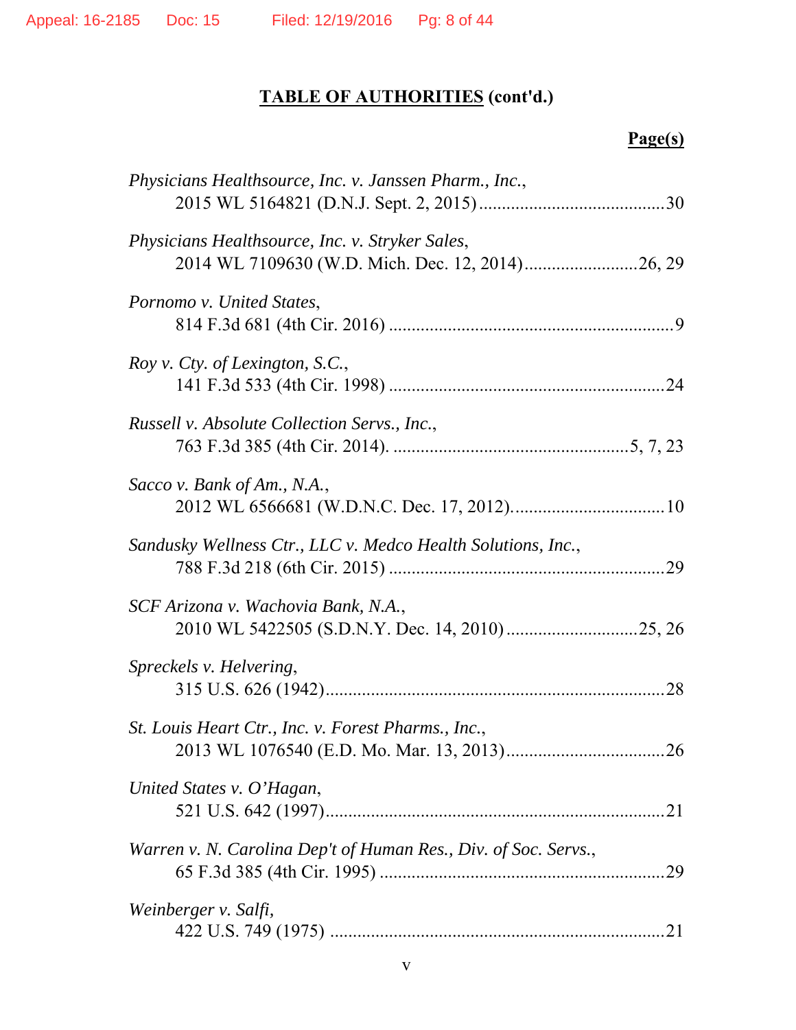**TABLE OF AUTHORITIES (cont'd.)**

**Page(s)**

*Physicians Healthsource, Inc. v. Janssen Pharm., Inc.*, 2015 WL 5164821 (D.N.J. Sept. 2, 2015) .......... 30

*Physicians Healthsource, Inc. v. Stryker Sales*, 2014 WL 7109630 (W.D. Mich. Dec. 12, 2014) .......... 26, 29

*Pornomo v. United States*, 814 F.3d 681 (4th Cir. 2016) .......... 9

*Roy v. Cty. of Lexington, S.C.*, 141 F.3d 533 (4th Cir. 1998) .......... 24

*Russell v. Absolute Collection Servs., Inc.*, 763 F.3d 385 (4th Cir. 2014). .......... 5, 7, 23

*Sacco v. Bank of Am., N.A.*, 2012 WL 6566681 (W.D.N.C. Dec. 17, 2012). .......... 10

*Sandusky Wellness Ctr., LLC v. Medco Health Solutions, Inc.*, 788 F.3d 218 (6th Cir. 2015) .......... 29

*SCF Arizona v. Wachovia Bank, N.A.*, 2010 WL 5422505 (S.D.N.Y. Dec. 14, 2010) .......... 25, 26

*Spreckels v. Helvering*, 315 U.S. 626 (1942) .......... 28

*St. Louis Heart Ctr., Inc. v. Forest Pharms., Inc.*, 2013 WL 1076540 (E.D. Mo. Mar. 13, 2013) .......... 26

*United States v. O'Hagan*, 521 U.S. 642 (1997) .......... 21

*Warren v. N. Carolina Dep't of Human Res., Div. of Soc. Servs.*, 65 F.3d 385 (4th Cir. 1995) .......... 29

*Weinberger v. Salfi*, 422 U.S. 749 (1975) .......... 21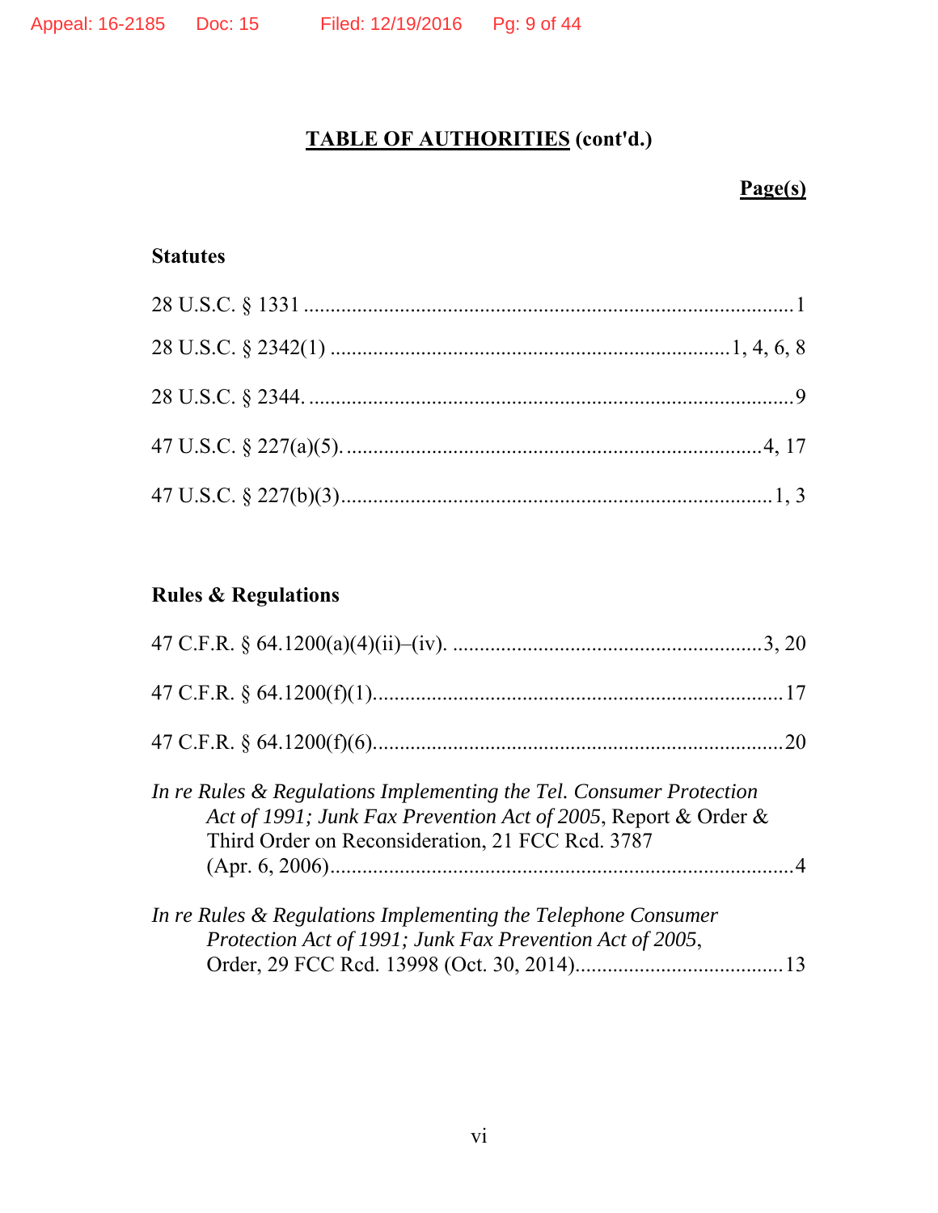# **TABLE OF AUTHORITIES** (cont'd.)

**Page(s)**

## Statutes

28 U.S.C. § 1331 .......................................................................................... 1

28 U.S.C. § 2342(1) ........................................................................ 1, 4, 6, 8

28 U.S.C. § 2344. .......................................................................................... 9

47 U.S.C. § 227(a)(5). ............................................................................ 4, 17

47 U.S.C. § 227(b)(3)................................................................................ 1, 3

## Rules & Regulations

47 C.F.R. § 64.1200(a)(4)(ii)–(iv). ......................................................... 3, 20

47 C.F.R. § 64.1200(f)(1)........................................................................... 17

47 C.F.R. § 64.1200(f)(6)........................................................................... 20

*In re Rules & Regulations Implementing the Tel. Consumer Protection Act of 1991; Junk Fax Prevention Act of 2005*, Report & Order & Third Order on Reconsideration, 21 FCC Rcd. 3787 (Apr. 6, 2006)...................................................................................... 4

*In re Rules & Regulations Implementing the Telephone Consumer Protection Act of 1991; Junk Fax Prevention Act of 2005*, Order, 29 FCC Rcd. 13998 (Oct. 30, 2014)...................................... 13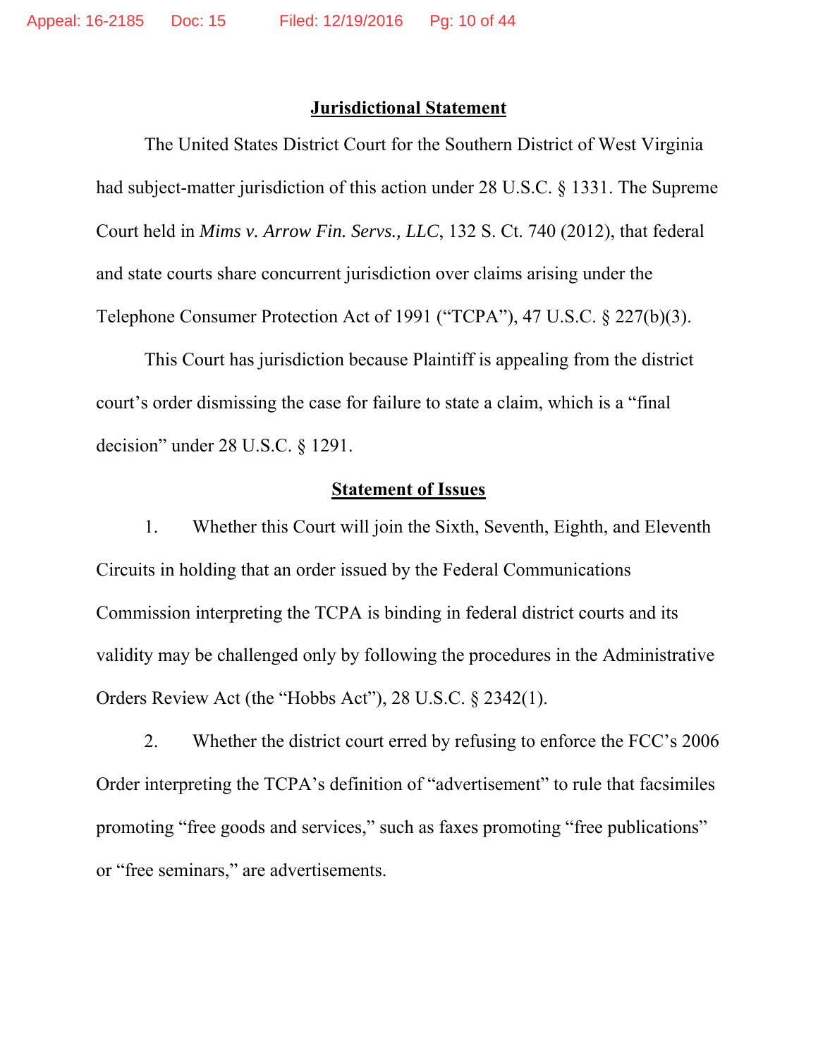## Jurisdictional Statement

The United States District Court for the Southern District of West Virginia had subject-matter jurisdiction of this action under 28 U.S.C. § 1331. The Supreme Court held in *Mims v. Arrow Fin. Servs., LLC*, 132 S. Ct. 740 (2012), that federal and state courts share concurrent jurisdiction over claims arising under the Telephone Consumer Protection Act of 1991 ("TCPA"), 47 U.S.C. § 227(b)(3).

This Court has jurisdiction because Plaintiff is appealing from the district court's order dismissing the case for failure to state a claim, which is a "final decision" under 28 U.S.C. § 1291.

## Statement of Issues

1. Whether this Court will join the Sixth, Seventh, Eighth, and Eleventh Circuits in holding that an order issued by the Federal Communications Commission interpreting the TCPA is binding in federal district courts and its validity may be challenged only by following the procedures in the Administrative Orders Review Act (the "Hobbs Act"), 28 U.S.C. § 2342(1).

2. Whether the district court erred by refusing to enforce the FCC's 2006 Order interpreting the TCPA's definition of "advertisement" to rule that facsimiles promoting "free goods and services," such as faxes promoting "free publications" or "free seminars," are advertisements.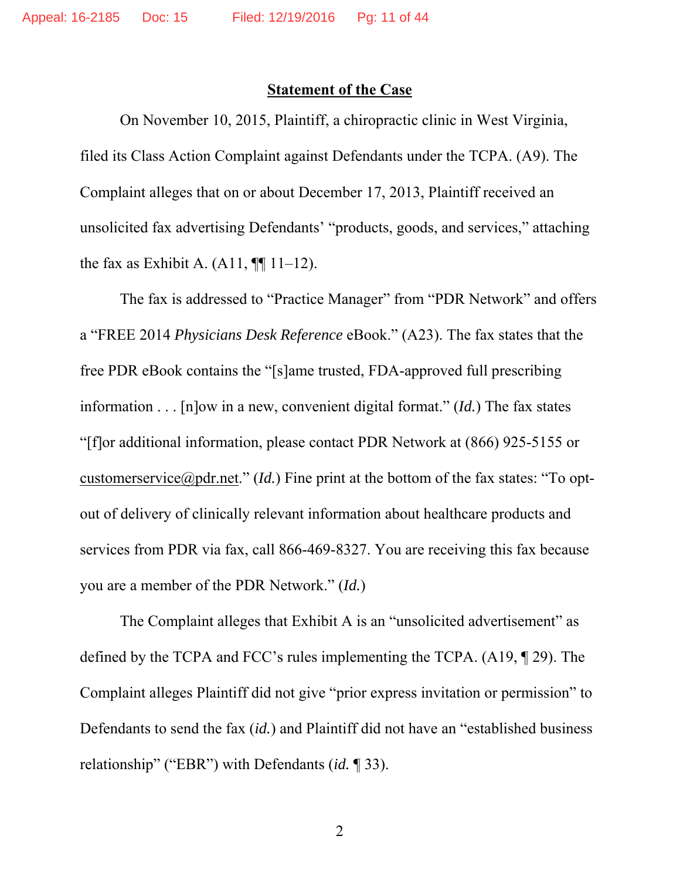## Statement of the Case

On November 10, 2015, Plaintiff, a chiropractic clinic in West Virginia, filed its Class Action Complaint against Defendants under the TCPA. (A9). The Complaint alleges that on or about December 17, 2013, Plaintiff received an unsolicited fax advertising Defendants' "products, goods, and services," attaching the fax as Exhibit A. (A11, ¶¶ 11–12).

The fax is addressed to "Practice Manager" from "PDR Network" and offers a "FREE 2014 *Physicians Desk Reference* eBook." (A23). The fax states that the free PDR eBook contains the "[s]ame trusted, FDA-approved full prescribing information . . . [n]ow in a new, convenient digital format." (*Id.*) The fax states "[f]or additional information, please contact PDR Network at (866) 925-5155 or customerservice@pdr.net." (*Id.*) Fine print at the bottom of the fax states: "To opt-out of delivery of clinically relevant information about healthcare products and services from PDR via fax, call 866-469-8327. You are receiving this fax because you are a member of the PDR Network." (*Id.*)

The Complaint alleges that Exhibit A is an "unsolicited advertisement" as defined by the TCPA and FCC's rules implementing the TCPA. (A19, ¶ 29). The Complaint alleges Plaintiff did not give "prior express invitation or permission" to Defendants to send the fax (*id.*) and Plaintiff did not have an "established business relationship" ("EBR") with Defendants (*id.* ¶ 33).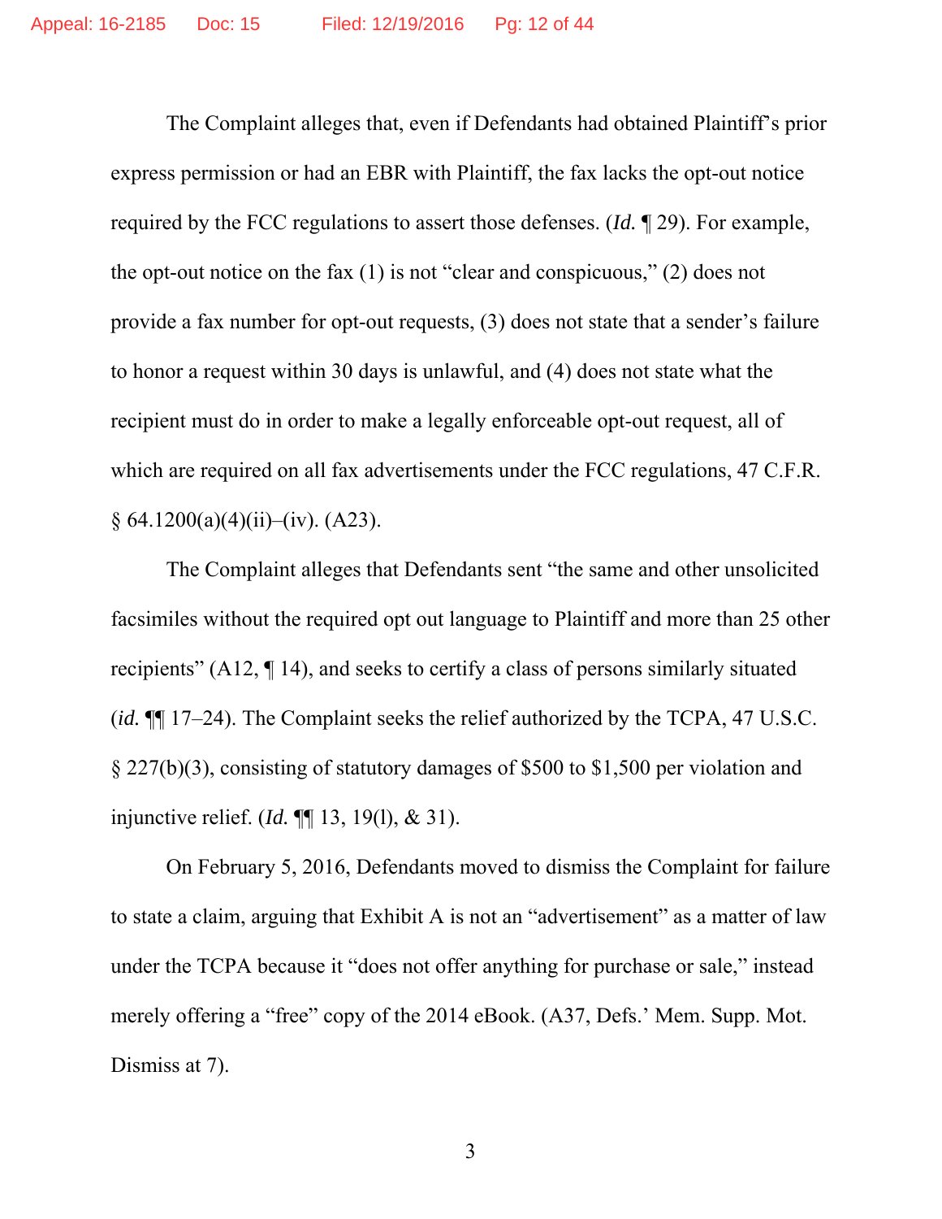The Complaint alleges that, even if Defendants had obtained Plaintiff's prior express permission or had an EBR with Plaintiff, the fax lacks the opt-out notice required by the FCC regulations to assert those defenses. (*Id.* ¶ 29). For example, the opt-out notice on the fax (1) is not "clear and conspicuous," (2) does not provide a fax number for opt-out requests, (3) does not state that a sender's failure to honor a request within 30 days is unlawful, and (4) does not state what the recipient must do in order to make a legally enforceable opt-out request, all of which are required on all fax advertisements under the FCC regulations, 47 C.F.R. § 64.1200(a)(4)(ii)–(iv). (A23).

The Complaint alleges that Defendants sent "the same and other unsolicited facsimiles without the required opt out language to Plaintiff and more than 25 other recipients" (A12, ¶ 14), and seeks to certify a class of persons similarly situated (*id.* ¶¶ 17–24). The Complaint seeks the relief authorized by the TCPA, 47 U.S.C. § 227(b)(3), consisting of statutory damages of $500 to $1,500 per violation and injunctive relief. (*Id.* ¶¶ 13, 19(l), & 31).

On February 5, 2016, Defendants moved to dismiss the Complaint for failure to state a claim, arguing that Exhibit A is not an "advertisement" as a matter of law under the TCPA because it "does not offer anything for purchase or sale," instead merely offering a "free" copy of the 2014 eBook. (A37, Defs.' Mem. Supp. Mot. Dismiss at 7).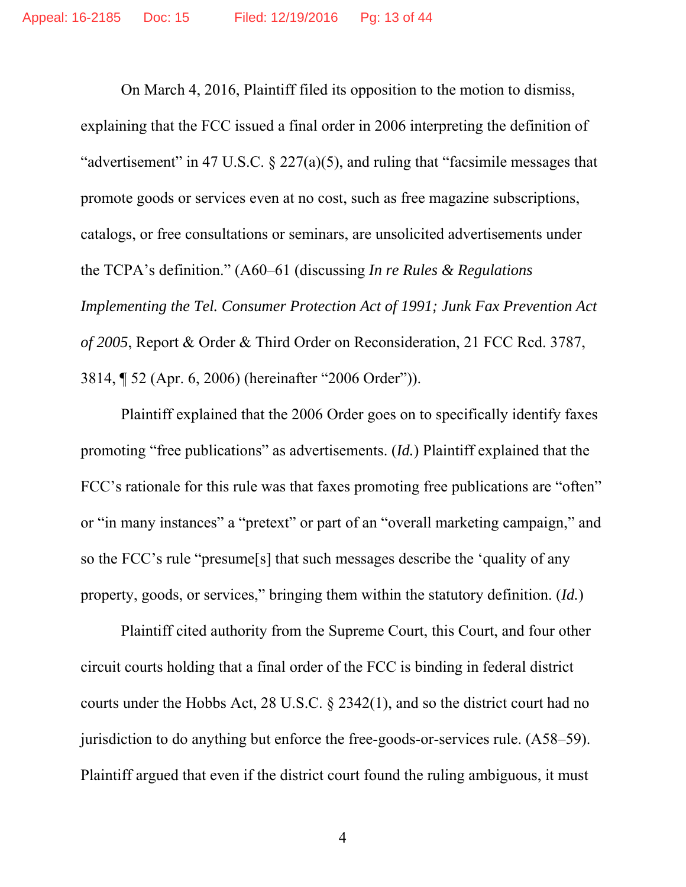On March 4, 2016, Plaintiff filed its opposition to the motion to dismiss, explaining that the FCC issued a final order in 2006 interpreting the definition of "advertisement" in 47 U.S.C. § 227(a)(5), and ruling that "facsimile messages that promote goods or services even at no cost, such as free magazine subscriptions, catalogs, or free consultations or seminars, are unsolicited advertisements under the TCPA's definition." (A60–61 (discussing *In re Rules & Regulations Implementing the Tel. Consumer Protection Act of 1991; Junk Fax Prevention Act of 2005*, Report & Order & Third Order on Reconsideration, 21 FCC Rcd. 3787, 3814, ¶ 52 (Apr. 6, 2006) (hereinafter "2006 Order")).

Plaintiff explained that the 2006 Order goes on to specifically identify faxes promoting "free publications" as advertisements. (*Id.*) Plaintiff explained that the FCC's rationale for this rule was that faxes promoting free publications are "often" or "in many instances" a "pretext" or part of an "overall marketing campaign," and so the FCC's rule "presume[s] that such messages describe the 'quality of any property, goods, or services," bringing them within the statutory definition. (*Id.*)

Plaintiff cited authority from the Supreme Court, this Court, and four other circuit courts holding that a final order of the FCC is binding in federal district courts under the Hobbs Act, 28 U.S.C. § 2342(1), and so the district court had no jurisdiction to do anything but enforce the free-goods-or-services rule. (A58–59). Plaintiff argued that even if the district court found the ruling ambiguous, it must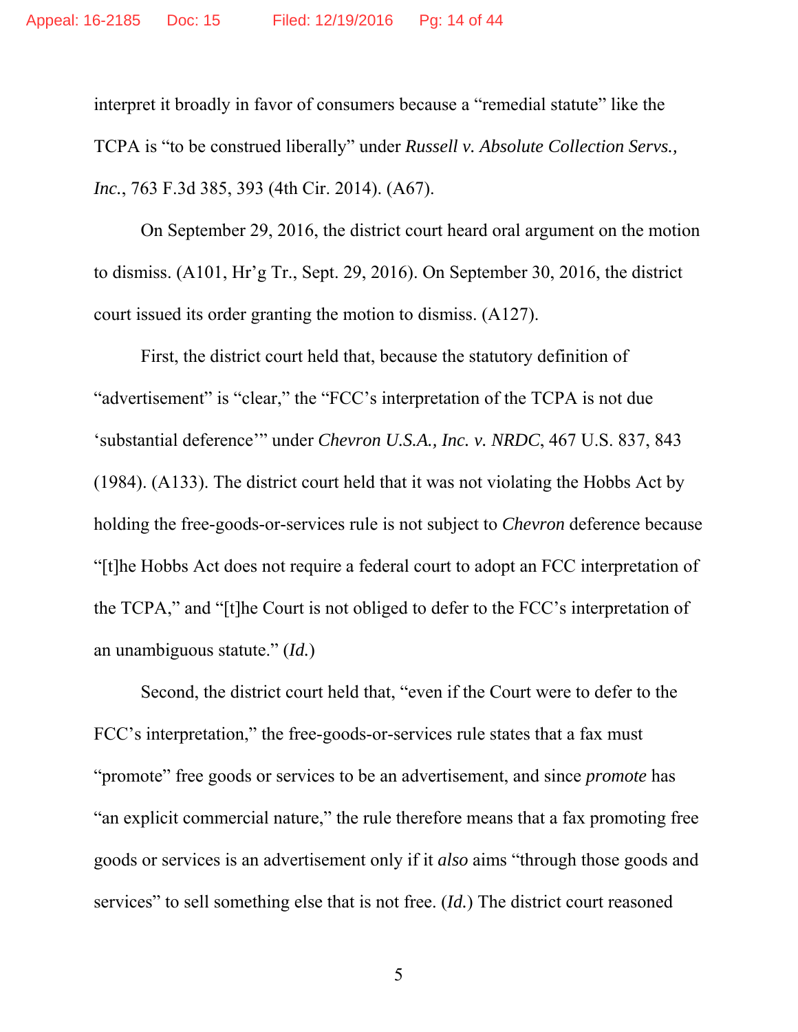interpret it broadly in favor of consumers because a "remedial statute" like the TCPA is "to be construed liberally" under *Russell v. Absolute Collection Servs., Inc.*, 763 F.3d 385, 393 (4th Cir. 2014). (A67).

On September 29, 2016, the district court heard oral argument on the motion to dismiss. (A101, Hr'g Tr., Sept. 29, 2016). On September 30, 2016, the district court issued its order granting the motion to dismiss. (A127).

First, the district court held that, because the statutory definition of "advertisement" is "clear," the "FCC's interpretation of the TCPA is not due 'substantial deference'" under *Chevron U.S.A., Inc. v. NRDC*, 467 U.S. 837, 843 (1984). (A133). The district court held that it was not violating the Hobbs Act by holding the free-goods-or-services rule is not subject to *Chevron* deference because "[t]he Hobbs Act does not require a federal court to adopt an FCC interpretation of the TCPA," and "[t]he Court is not obliged to defer to the FCC's interpretation of an unambiguous statute." (*Id.*)

Second, the district court held that, "even if the Court were to defer to the FCC's interpretation," the free-goods-or-services rule states that a fax must "promote" free goods or services to be an advertisement, and since *promote* has "an explicit commercial nature," the rule therefore means that a fax promoting free goods or services is an advertisement only if it *also* aims "through those goods and services" to sell something else that is not free. (*Id.*) The district court reasoned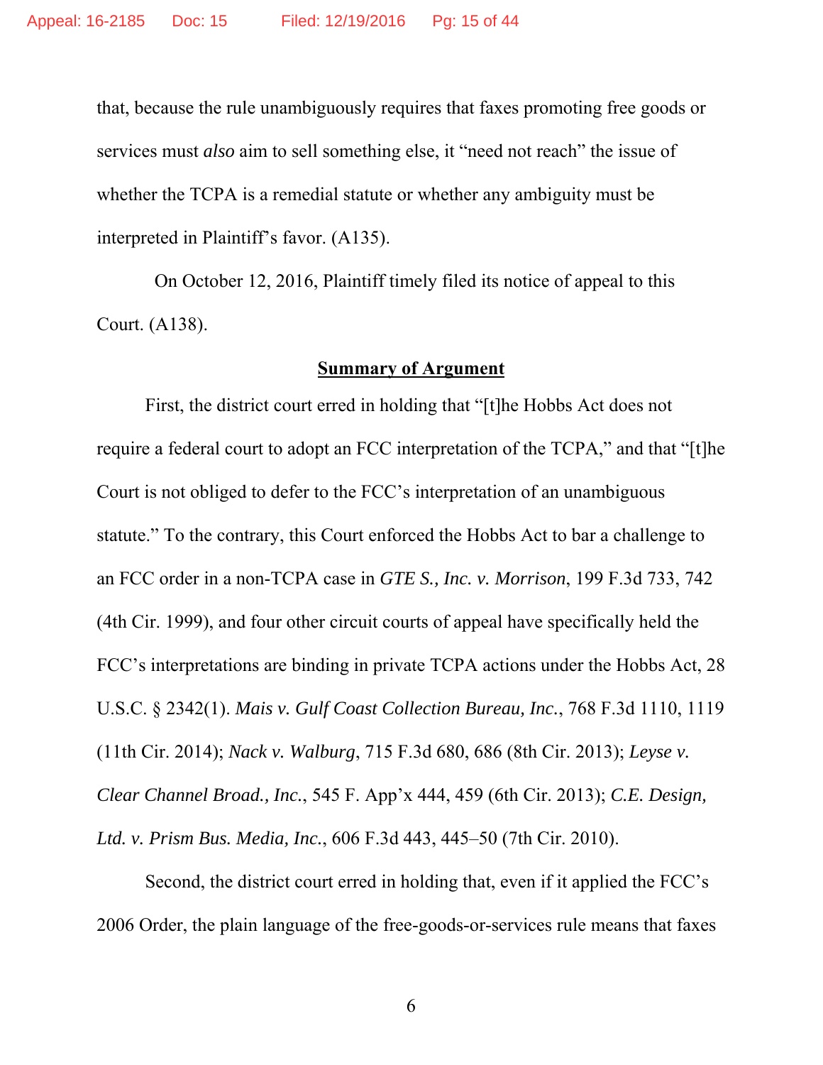that, because the rule unambiguously requires that faxes promoting free goods or services must *also* aim to sell something else, it "need not reach" the issue of whether the TCPA is a remedial statute or whether any ambiguity must be interpreted in Plaintiff's favor. (A135).

On October 12, 2016, Plaintiff timely filed its notice of appeal to this Court. (A138).

## <u>Summary of Argument</u>

First, the district court erred in holding that "[t]he Hobbs Act does not require a federal court to adopt an FCC interpretation of the TCPA," and that "[t]he Court is not obliged to defer to the FCC's interpretation of an unambiguous statute." To the contrary, this Court enforced the Hobbs Act to bar a challenge to an FCC order in a non-TCPA case in *GTE S., Inc. v. Morrison*, 199 F.3d 733, 742 (4th Cir. 1999), and four other circuit courts of appeal have specifically held the FCC's interpretations are binding in private TCPA actions under the Hobbs Act, 28 U.S.C. § 2342(1). *Mais v. Gulf Coast Collection Bureau, Inc.*, 768 F.3d 1110, 1119 (11th Cir. 2014); *Nack v. Walburg*, 715 F.3d 680, 686 (8th Cir. 2013); *Leyse v. Clear Channel Broad., Inc.*, 545 F. App'x 444, 459 (6th Cir. 2013); *C.E. Design, Ltd. v. Prism Bus. Media, Inc.*, 606 F.3d 443, 445–50 (7th Cir. 2010).

Second, the district court erred in holding that, even if it applied the FCC's 2006 Order, the plain language of the free-goods-or-services rule means that faxes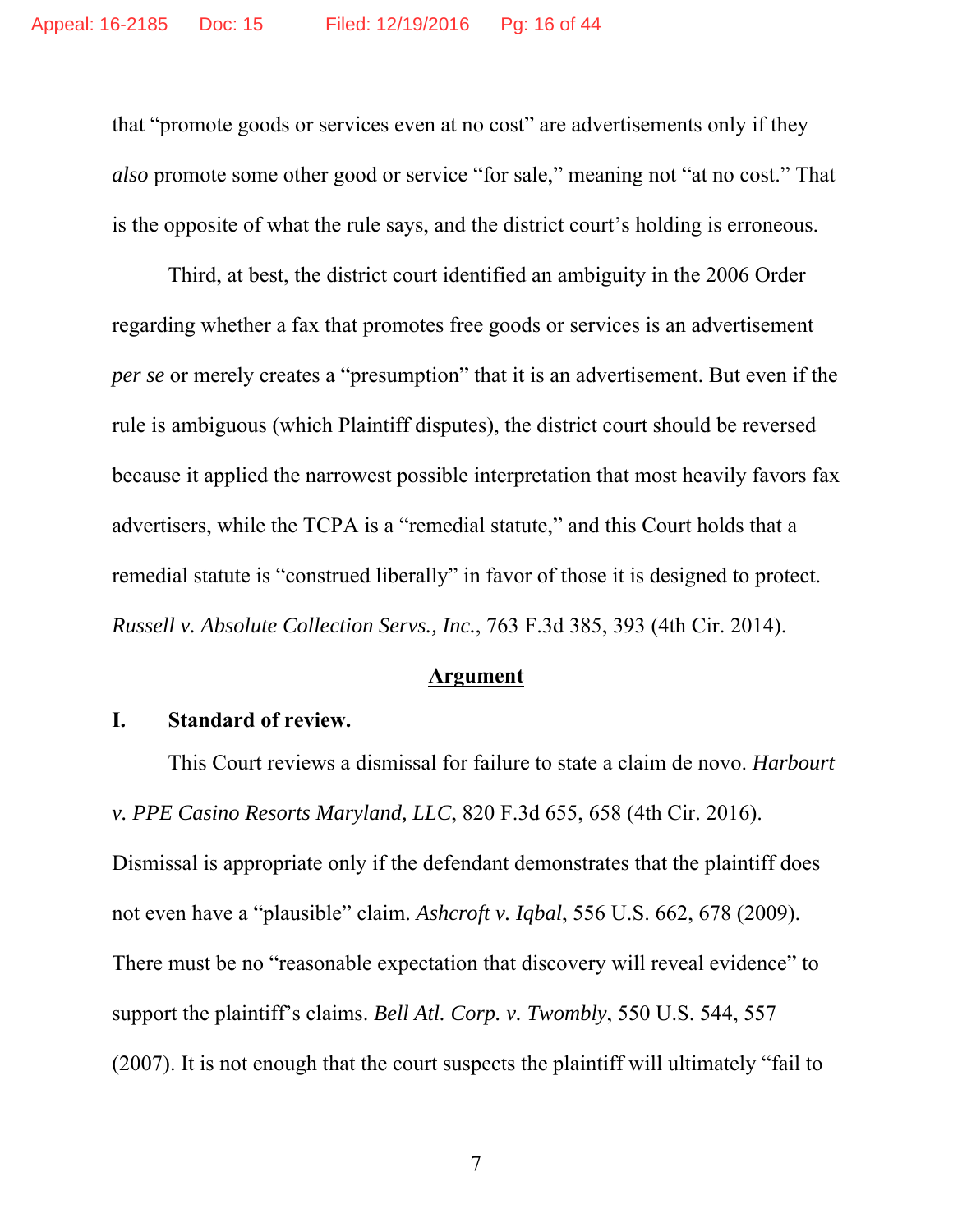that "promote goods or services even at no cost" are advertisements only if they *also* promote some other good or service "for sale," meaning not "at no cost." That is the opposite of what the rule says, and the district court's holding is erroneous.

Third, at best, the district court identified an ambiguity in the 2006 Order regarding whether a fax that promotes free goods or services is an advertisement *per se* or merely creates a "presumption" that it is an advertisement. But even if the rule is ambiguous (which Plaintiff disputes), the district court should be reversed because it applied the narrowest possible interpretation that most heavily favors fax advertisers, while the TCPA is a "remedial statute," and this Court holds that a remedial statute is "construed liberally" in favor of those it is designed to protect. *Russell v. Absolute Collection Servs., Inc.*, 763 F.3d 385, 393 (4th Cir. 2014).

## Argument

### I. Standard of review.

This Court reviews a dismissal for failure to state a claim de novo. *Harbourt v. PPE Casino Resorts Maryland, LLC*, 820 F.3d 655, 658 (4th Cir. 2016). Dismissal is appropriate only if the defendant demonstrates that the plaintiff does not even have a "plausible" claim. *Ashcroft v. Iqbal*, 556 U.S. 662, 678 (2009). There must be no "reasonable expectation that discovery will reveal evidence" to support the plaintiff's claims. *Bell Atl. Corp. v. Twombly*, 550 U.S. 544, 557 (2007). It is not enough that the court suspects the plaintiff will ultimately "fail to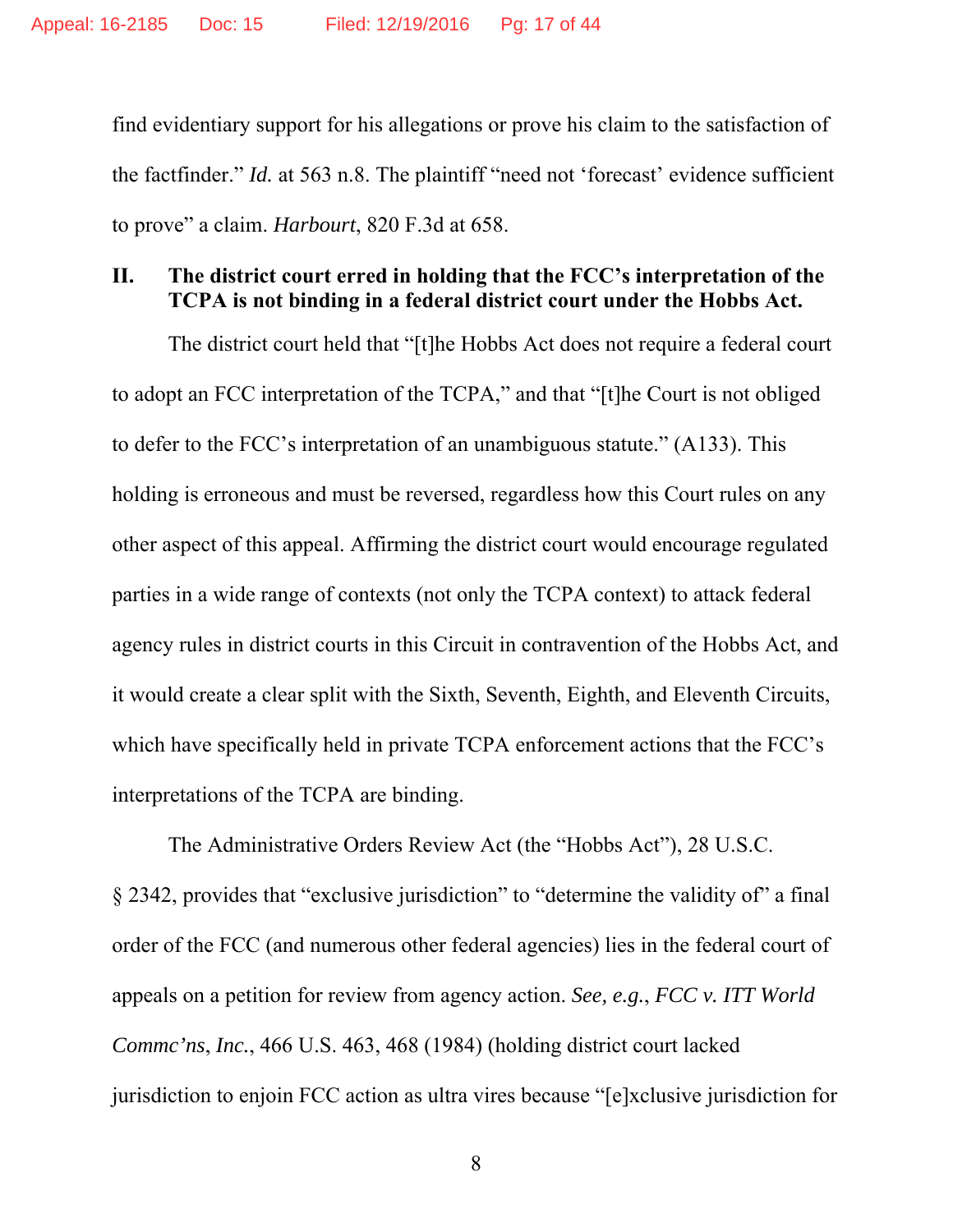find evidentiary support for his allegations or prove his claim to the satisfaction of the factfinder." *Id.* at 563 n.8. The plaintiff "need not 'forecast' evidence sufficient to prove" a claim. *Harbourt*, 820 F.3d at 658.

## II. The district court erred in holding that the FCC's interpretation of the TCPA is not binding in a federal district court under the Hobbs Act.

The district court held that "[t]he Hobbs Act does not require a federal court to adopt an FCC interpretation of the TCPA," and that "[t]he Court is not obliged to defer to the FCC's interpretation of an unambiguous statute." (A133). This holding is erroneous and must be reversed, regardless how this Court rules on any other aspect of this appeal. Affirming the district court would encourage regulated parties in a wide range of contexts (not only the TCPA context) to attack federal agency rules in district courts in this Circuit in contravention of the Hobbs Act, and it would create a clear split with the Sixth, Seventh, Eighth, and Eleventh Circuits, which have specifically held in private TCPA enforcement actions that the FCC's interpretations of the TCPA are binding.

The Administrative Orders Review Act (the "Hobbs Act"), 28 U.S.C. § 2342, provides that "exclusive jurisdiction" to "determine the validity of" a final order of the FCC (and numerous other federal agencies) lies in the federal court of appeals on a petition for review from agency action. *See, e.g.*, *FCC v. ITT World Commc'ns*, *Inc.*, 466 U.S. 463, 468 (1984) (holding district court lacked jurisdiction to enjoin FCC action as ultra vires because "[e]xclusive jurisdiction for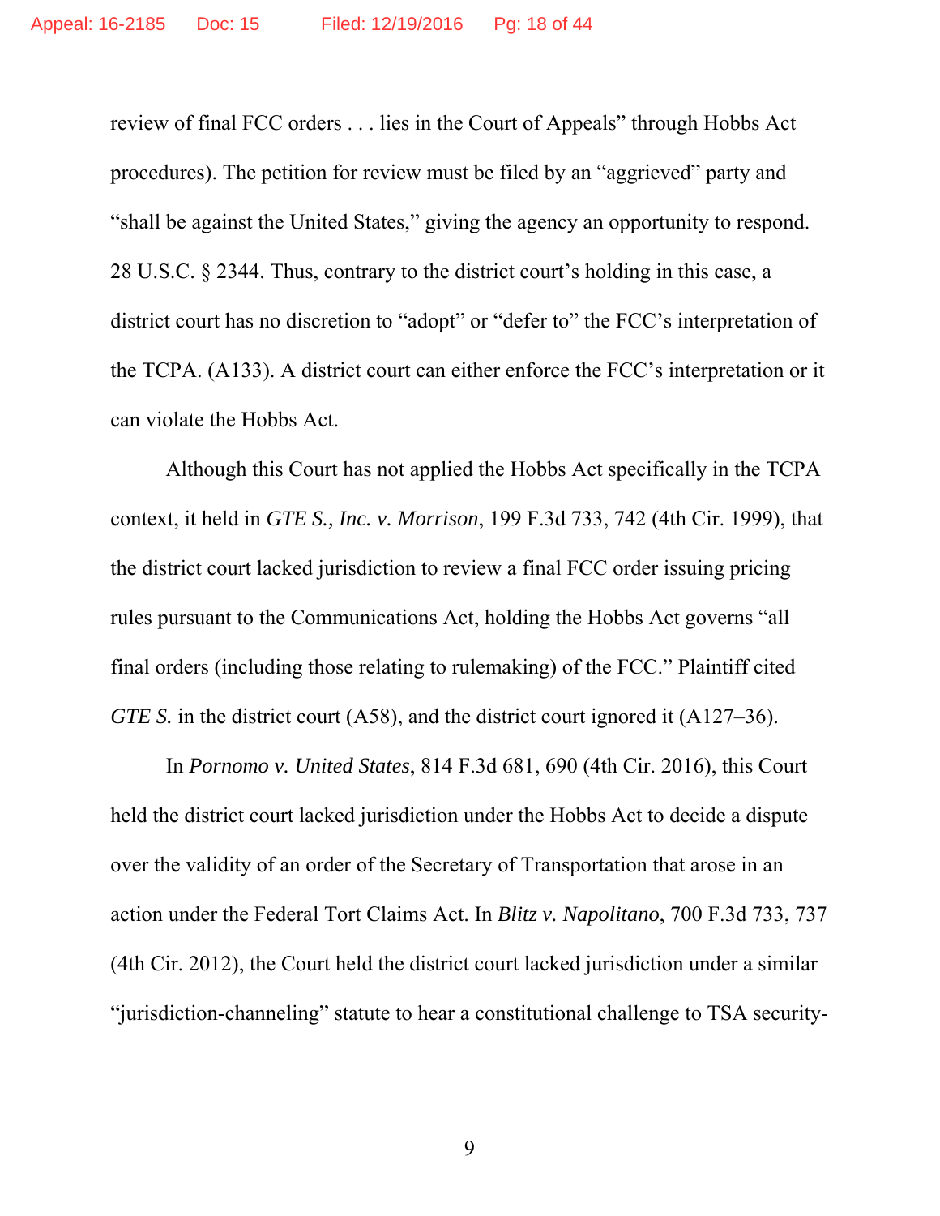review of final FCC orders . . . lies in the Court of Appeals" through Hobbs Act procedures). The petition for review must be filed by an "aggrieved" party and "shall be against the United States," giving the agency an opportunity to respond. 28 U.S.C. § 2344. Thus, contrary to the district court's holding in this case, a district court has no discretion to "adopt" or "defer to" the FCC's interpretation of the TCPA. (A133). A district court can either enforce the FCC's interpretation or it can violate the Hobbs Act.

Although this Court has not applied the Hobbs Act specifically in the TCPA context, it held in *GTE S., Inc. v. Morrison*, 199 F.3d 733, 742 (4th Cir. 1999), that the district court lacked jurisdiction to review a final FCC order issuing pricing rules pursuant to the Communications Act, holding the Hobbs Act governs "all final orders (including those relating to rulemaking) of the FCC." Plaintiff cited *GTE S.* in the district court (A58), and the district court ignored it (A127–36).

In *Pornomo v. United States*, 814 F.3d 681, 690 (4th Cir. 2016), this Court held the district court lacked jurisdiction under the Hobbs Act to decide a dispute over the validity of an order of the Secretary of Transportation that arose in an action under the Federal Tort Claims Act. In *Blitz v. Napolitano*, 700 F.3d 733, 737 (4th Cir. 2012), the Court held the district court lacked jurisdiction under a similar "jurisdiction-channeling" statute to hear a constitutional challenge to TSA security-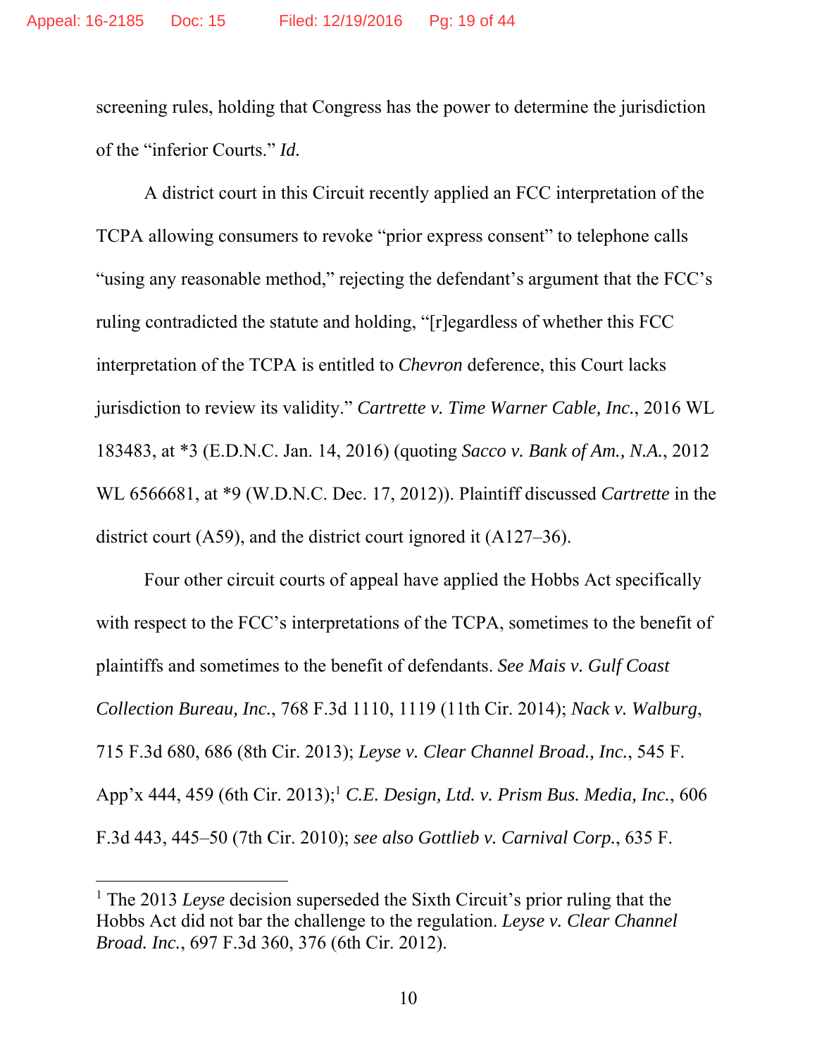screening rules, holding that Congress has the power to determine the jurisdiction of the "inferior Courts." *Id.*

A district court in this Circuit recently applied an FCC interpretation of the TCPA allowing consumers to revoke "prior express consent" to telephone calls "using any reasonable method," rejecting the defendant's argument that the FCC's ruling contradicted the statute and holding, "[r]egardless of whether this FCC interpretation of the TCPA is entitled to *Chevron* deference, this Court lacks jurisdiction to review its validity." *Cartrette v. Time Warner Cable, Inc.*, 2016 WL 183483, at *3 (E.D.N.C. Jan. 14, 2016) (quoting *Sacco v. Bank of Am., N.A.*, 2012 WL 6566681, at *9 (W.D.N.C. Dec. 17, 2012)). Plaintiff discussed *Cartrette* in the district court (A59), and the district court ignored it (A127–36).

Four other circuit courts of appeal have applied the Hobbs Act specifically with respect to the FCC's interpretations of the TCPA, sometimes to the benefit of plaintiffs and sometimes to the benefit of defendants. *See Mais v. Gulf Coast Collection Bureau, Inc.*, 768 F.3d 1110, 1119 (11th Cir. 2014); *Nack v. Walburg*, 715 F.3d 680, 686 (8th Cir. 2013); *Leyse v. Clear Channel Broad., Inc.*, 545 F. App'x 444, 459 (6th Cir. 2013);[1] *C.E. Design, Ltd. v. Prism Bus. Media, Inc.*, 606 F.3d 443, 445–50 (7th Cir. 2010); *see also Gottlieb v. Carnival Corp.*, 635 F.

[1] The 2013 *Leyse* decision superseded the Sixth Circuit's prior ruling that the Hobbs Act did not bar the challenge to the regulation. *Leyse v. Clear Channel Broad. Inc.*, 697 F.3d 360, 376 (6th Cir. 2012).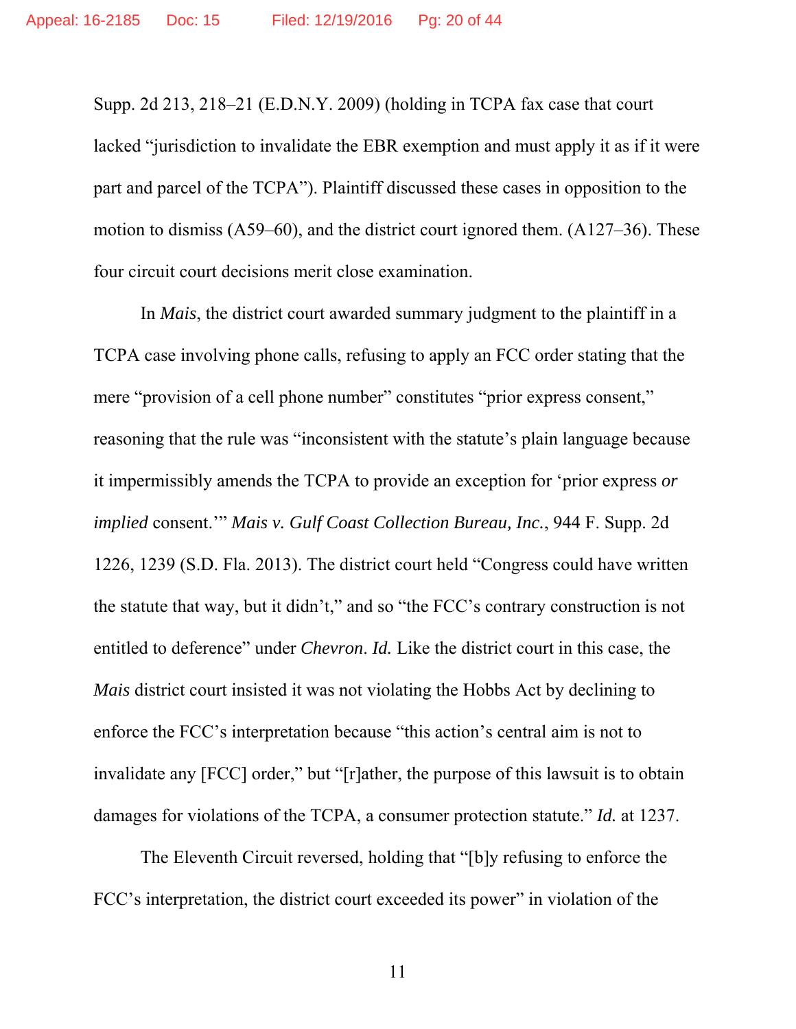Supp. 2d 213, 218–21 (E.D.N.Y. 2009) (holding in TCPA fax case that court lacked "jurisdiction to invalidate the EBR exemption and must apply it as if it were part and parcel of the TCPA"). Plaintiff discussed these cases in opposition to the motion to dismiss (A59–60), and the district court ignored them. (A127–36). These four circuit court decisions merit close examination.

In *Mais*, the district court awarded summary judgment to the plaintiff in a TCPA case involving phone calls, refusing to apply an FCC order stating that the mere "provision of a cell phone number" constitutes "prior express consent," reasoning that the rule was "inconsistent with the statute's plain language because it impermissibly amends the TCPA to provide an exception for 'prior express *or implied* consent.'" *Mais v. Gulf Coast Collection Bureau, Inc.*, 944 F. Supp. 2d 1226, 1239 (S.D. Fla. 2013). The district court held "Congress could have written the statute that way, but it didn't," and so "the FCC's contrary construction is not entitled to deference" under *Chevron*. *Id.* Like the district court in this case, the *Mais* district court insisted it was not violating the Hobbs Act by declining to enforce the FCC's interpretation because "this action's central aim is not to invalidate any [FCC] order," but "[r]ather, the purpose of this lawsuit is to obtain damages for violations of the TCPA, a consumer protection statute." *Id.* at 1237.

The Eleventh Circuit reversed, holding that "[b]y refusing to enforce the FCC's interpretation, the district court exceeded its power" in violation of the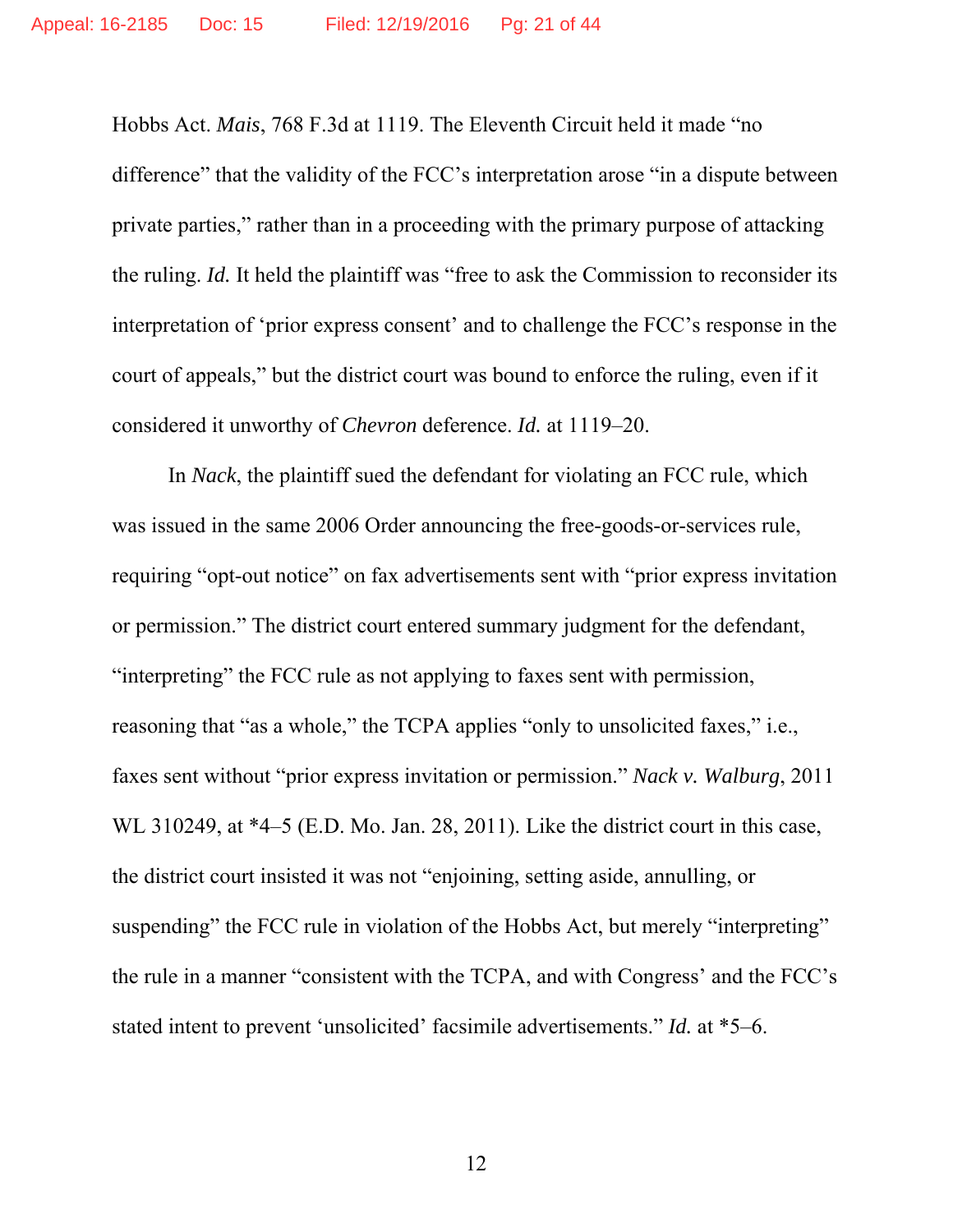Hobbs Act. *Mais*, 768 F.3d at 1119. The Eleventh Circuit held it made "no difference" that the validity of the FCC's interpretation arose "in a dispute between private parties," rather than in a proceeding with the primary purpose of attacking the ruling. *Id.* It held the plaintiff was "free to ask the Commission to reconsider its interpretation of 'prior express consent' and to challenge the FCC's response in the court of appeals," but the district court was bound to enforce the ruling, even if it considered it unworthy of *Chevron* deference. *Id.* at 1119–20.

In *Nack*, the plaintiff sued the defendant for violating an FCC rule, which was issued in the same 2006 Order announcing the free-goods-or-services rule, requiring "opt-out notice" on fax advertisements sent with "prior express invitation or permission." The district court entered summary judgment for the defendant, "interpreting" the FCC rule as not applying to faxes sent with permission, reasoning that "as a whole," the TCPA applies "only to unsolicited faxes," i.e., faxes sent without "prior express invitation or permission." *Nack v. Walburg*, 2011 WL 310249, at *4–5 (E.D. Mo. Jan. 28, 2011). Like the district court in this case, the district court insisted it was not "enjoining, setting aside, annulling, or suspending" the FCC rule in violation of the Hobbs Act, but merely "interpreting" the rule in a manner "consistent with the TCPA, and with Congress' and the FCC's stated intent to prevent 'unsolicited' facsimile advertisements." *Id.* at *5–6.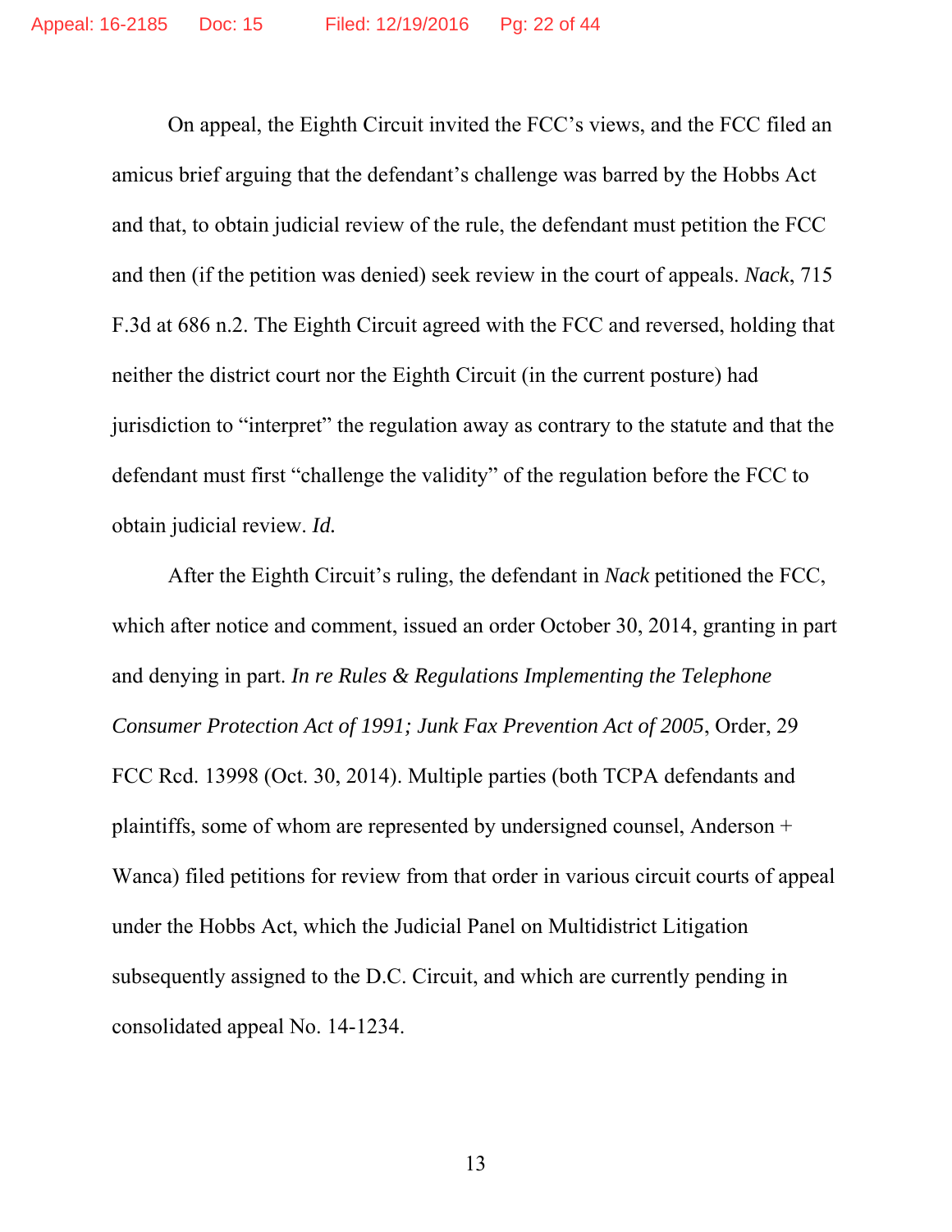On appeal, the Eighth Circuit invited the FCC's views, and the FCC filed an amicus brief arguing that the defendant's challenge was barred by the Hobbs Act and that, to obtain judicial review of the rule, the defendant must petition the FCC and then (if the petition was denied) seek review in the court of appeals. *Nack*, 715 F.3d at 686 n.2. The Eighth Circuit agreed with the FCC and reversed, holding that neither the district court nor the Eighth Circuit (in the current posture) had jurisdiction to "interpret" the regulation away as contrary to the statute and that the defendant must first "challenge the validity" of the regulation before the FCC to obtain judicial review. *Id.*

After the Eighth Circuit's ruling, the defendant in *Nack* petitioned the FCC, which after notice and comment, issued an order October 30, 2014, granting in part and denying in part. *In re Rules & Regulations Implementing the Telephone Consumer Protection Act of 1991; Junk Fax Prevention Act of 2005*, Order, 29 FCC Rcd. 13998 (Oct. 30, 2014). Multiple parties (both TCPA defendants and plaintiffs, some of whom are represented by undersigned counsel, Anderson + Wanca) filed petitions for review from that order in various circuit courts of appeal under the Hobbs Act, which the Judicial Panel on Multidistrict Litigation subsequently assigned to the D.C. Circuit, and which are currently pending in consolidated appeal No. 14-1234.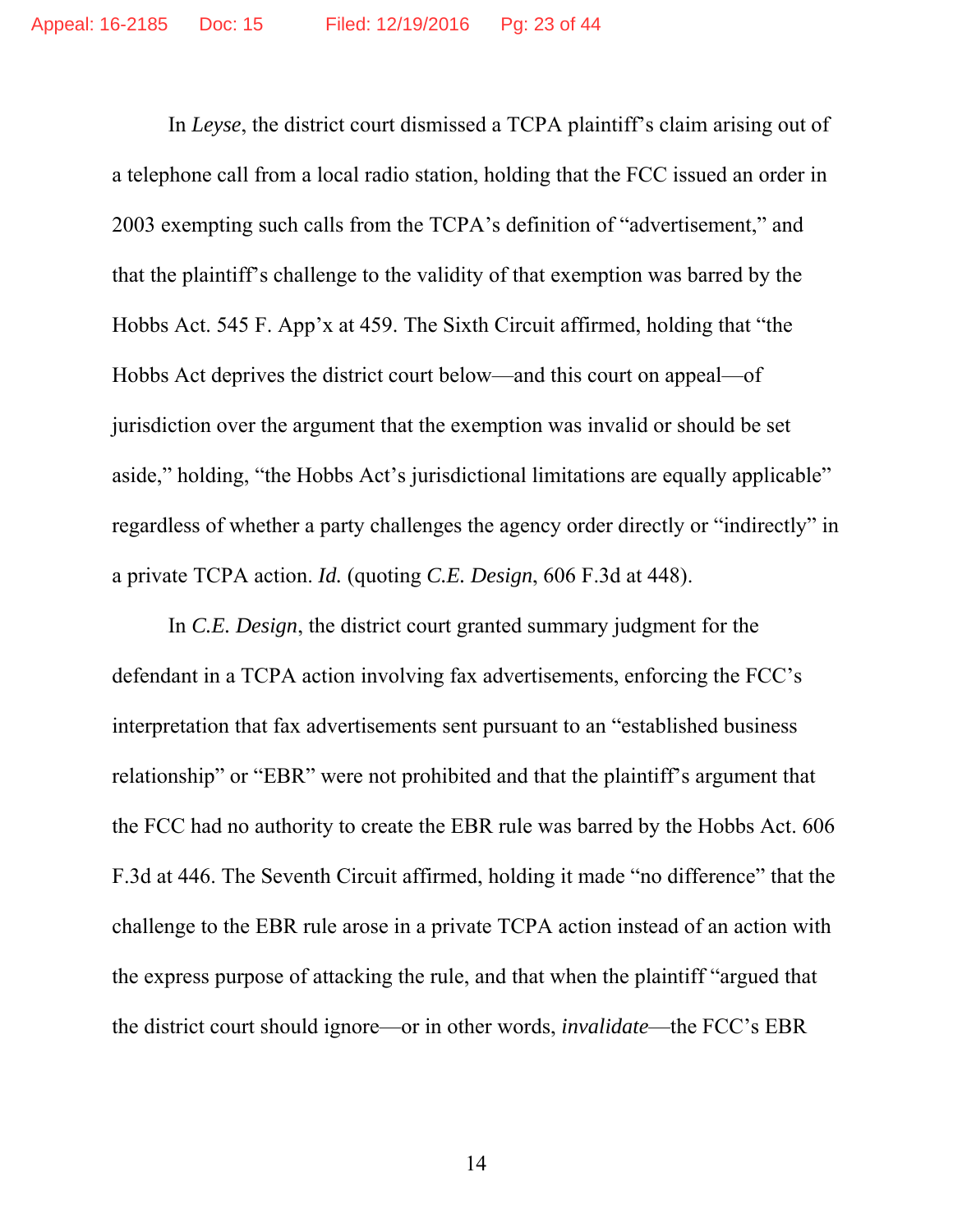In *Leyse*, the district court dismissed a TCPA plaintiff's claim arising out of a telephone call from a local radio station, holding that the FCC issued an order in 2003 exempting such calls from the TCPA's definition of "advertisement," and that the plaintiff's challenge to the validity of that exemption was barred by the Hobbs Act. 545 F. App'x at 459. The Sixth Circuit affirmed, holding that "the Hobbs Act deprives the district court below—and this court on appeal—of jurisdiction over the argument that the exemption was invalid or should be set aside," holding, "the Hobbs Act's jurisdictional limitations are equally applicable" regardless of whether a party challenges the agency order directly or "indirectly" in a private TCPA action. *Id.* (quoting *C.E. Design*, 606 F.3d at 448).

In *C.E. Design*, the district court granted summary judgment for the defendant in a TCPA action involving fax advertisements, enforcing the FCC's interpretation that fax advertisements sent pursuant to an "established business relationship" or "EBR" were not prohibited and that the plaintiff's argument that the FCC had no authority to create the EBR rule was barred by the Hobbs Act. 606 F.3d at 446. The Seventh Circuit affirmed, holding it made "no difference" that the challenge to the EBR rule arose in a private TCPA action instead of an action with the express purpose of attacking the rule, and that when the plaintiff "argued that the district court should ignore—or in other words, *invalidate*—the FCC's EBR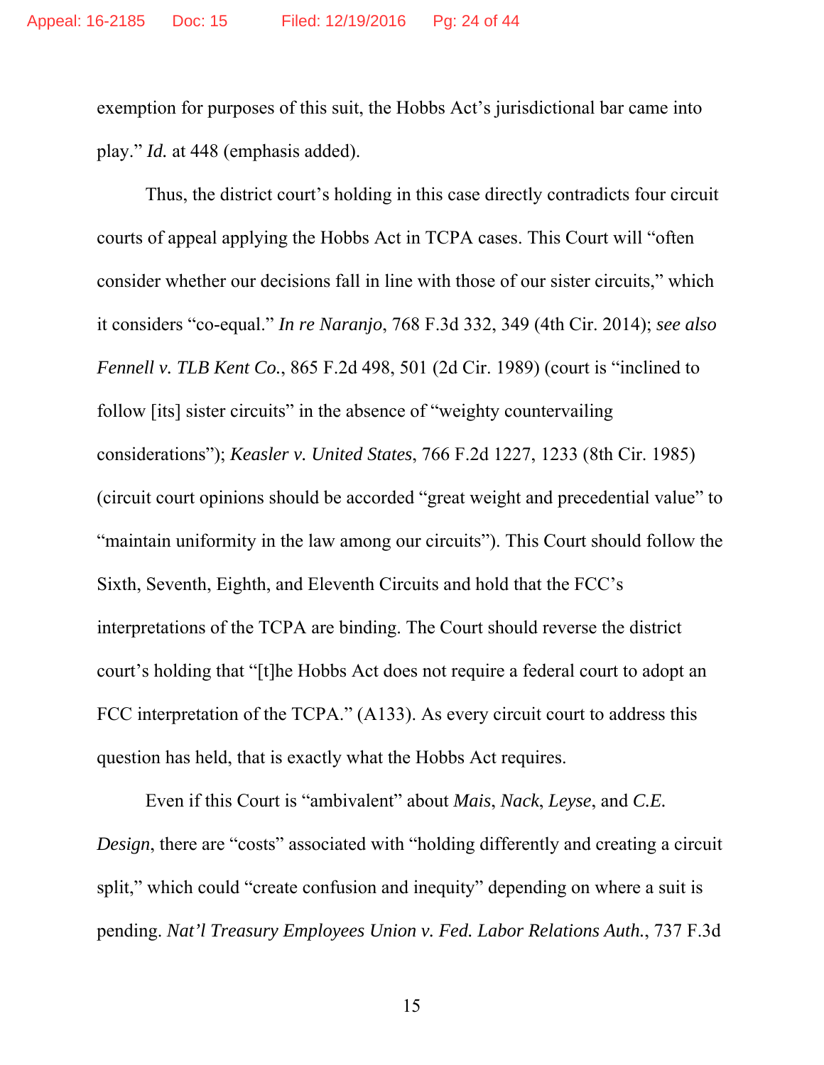exemption for purposes of this suit, the Hobbs Act's jurisdictional bar came into play." *Id.* at 448 (emphasis added).

Thus, the district court's holding in this case directly contradicts four circuit courts of appeal applying the Hobbs Act in TCPA cases. This Court will "often consider whether our decisions fall in line with those of our sister circuits," which it considers "co-equal." *In re Naranjo*, 768 F.3d 332, 349 (4th Cir. 2014); *see also Fennell v. TLB Kent Co.*, 865 F.2d 498, 501 (2d Cir. 1989) (court is "inclined to follow [its] sister circuits" in the absence of "weighty countervailing considerations"); *Keasler v. United States*, 766 F.2d 1227, 1233 (8th Cir. 1985) (circuit court opinions should be accorded "great weight and precedential value" to "maintain uniformity in the law among our circuits"). This Court should follow the Sixth, Seventh, Eighth, and Eleventh Circuits and hold that the FCC's interpretations of the TCPA are binding. The Court should reverse the district court's holding that "[t]he Hobbs Act does not require a federal court to adopt an FCC interpretation of the TCPA." (A133). As every circuit court to address this question has held, that is exactly what the Hobbs Act requires.

Even if this Court is "ambivalent" about *Mais*, *Nack*, *Leyse*, and *C.E. Design*, there are "costs" associated with "holding differently and creating a circuit split," which could "create confusion and inequity" depending on where a suit is pending. *Nat'l Treasury Employees Union v. Fed. Labor Relations Auth.*, 737 F.3d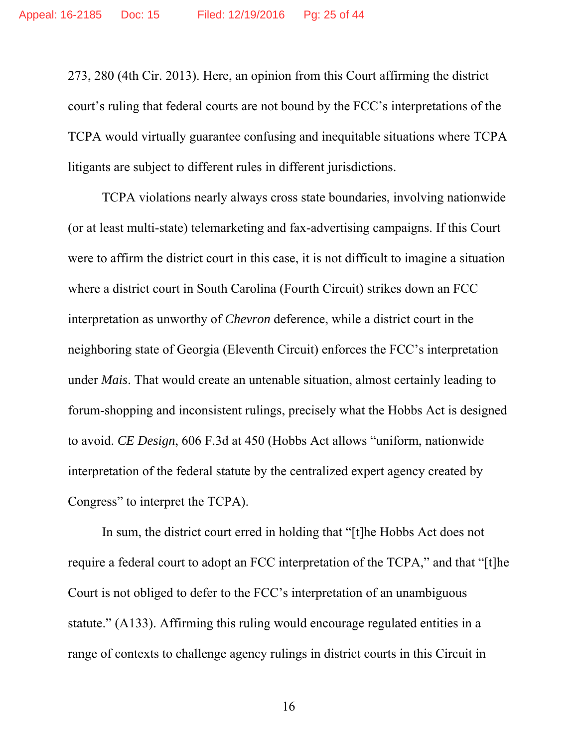273, 280 (4th Cir. 2013). Here, an opinion from this Court affirming the district court's ruling that federal courts are not bound by the FCC's interpretations of the TCPA would virtually guarantee confusing and inequitable situations where TCPA litigants are subject to different rules in different jurisdictions.

TCPA violations nearly always cross state boundaries, involving nationwide (or at least multi-state) telemarketing and fax-advertising campaigns. If this Court were to affirm the district court in this case, it is not difficult to imagine a situation where a district court in South Carolina (Fourth Circuit) strikes down an FCC interpretation as unworthy of *Chevron* deference, while a district court in the neighboring state of Georgia (Eleventh Circuit) enforces the FCC's interpretation under *Mais*. That would create an untenable situation, almost certainly leading to forum-shopping and inconsistent rulings, precisely what the Hobbs Act is designed to avoid. *CE Design*, 606 F.3d at 450 (Hobbs Act allows "uniform, nationwide interpretation of the federal statute by the centralized expert agency created by Congress" to interpret the TCPA).

In sum, the district court erred in holding that "[t]he Hobbs Act does not require a federal court to adopt an FCC interpretation of the TCPA," and that "[t]he Court is not obliged to defer to the FCC's interpretation of an unambiguous statute." (A133). Affirming this ruling would encourage regulated entities in a range of contexts to challenge agency rulings in district courts in this Circuit in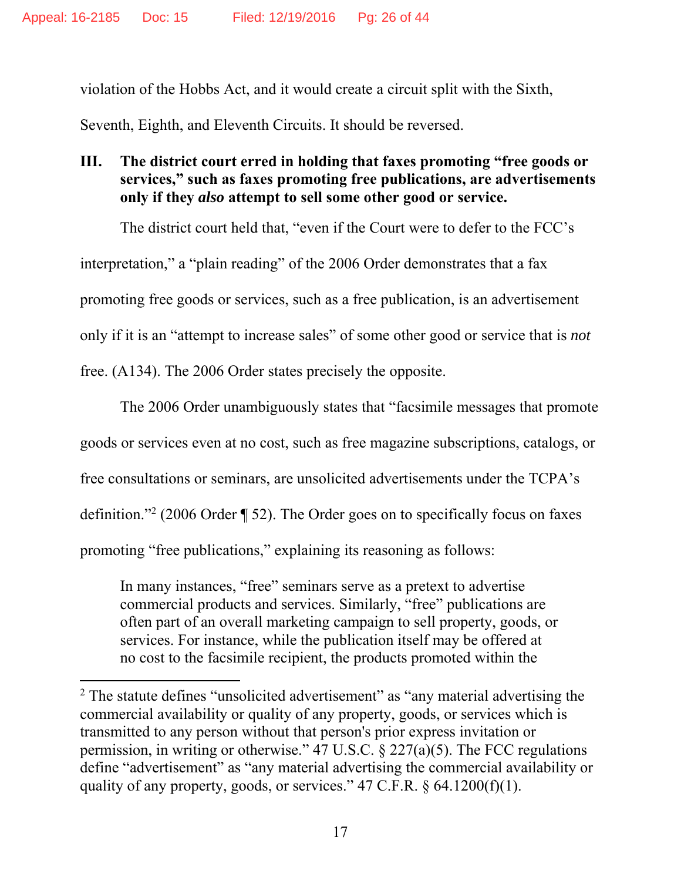violation of the Hobbs Act, and it would create a circuit split with the Sixth, Seventh, Eighth, and Eleventh Circuits. It should be reversed.

### III. The district court erred in holding that faxes promoting "free goods or services," such as faxes promoting free publications, are advertisements only if they *also* attempt to sell some other good or service.

The district court held that, "even if the Court were to defer to the FCC's interpretation," a "plain reading" of the 2006 Order demonstrates that a fax promoting free goods or services, such as a free publication, is an advertisement only if it is an "attempt to increase sales" of some other good or service that is *not* free. (A134). The 2006 Order states precisely the opposite.

The 2006 Order unambiguously states that "facsimile messages that promote goods or services even at no cost, such as free magazine subscriptions, catalogs, or free consultations or seminars, are unsolicited advertisements under the TCPA's definition."[2] (2006 Order ¶ 52). The Order goes on to specifically focus on faxes promoting "free publications," explaining its reasoning as follows:

> In many instances, "free" seminars serve as a pretext to advertise commercial products and services. Similarly, "free" publications are often part of an overall marketing campaign to sell property, goods, or services. For instance, while the publication itself may be offered at no cost to the facsimile recipient, the products promoted within the

---

[2] The statute defines "unsolicited advertisement" as "any material advertising the commercial availability or quality of any property, goods, or services which is transmitted to any person without that person's prior express invitation or permission, in writing or otherwise." 47 U.S.C. § 227(a)(5). The FCC regulations define "advertisement" as "any material advertising the commercial availability or quality of any property, goods, or services." 47 C.F.R. § 64.1200(f)(1).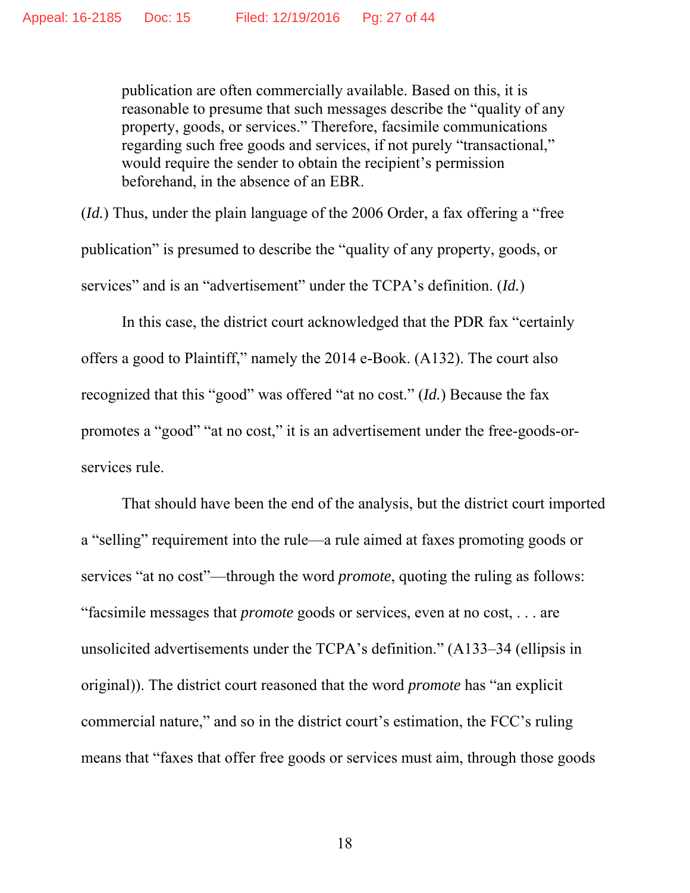> publication are often commercially available. Based on this, it is reasonable to presume that such messages describe the "quality of any property, goods, or services." Therefore, facsimile communications regarding such free goods and services, if not purely "transactional," would require the sender to obtain the recipient's permission beforehand, in the absence of an EBR.

(*Id.*) Thus, under the plain language of the 2006 Order, a fax offering a "free publication" is presumed to describe the "quality of any property, goods, or services" and is an "advertisement" under the TCPA's definition. (*Id.*)

In this case, the district court acknowledged that the PDR fax "certainly offers a good to Plaintiff," namely the 2014 e-Book. (A132). The court also recognized that this "good" was offered "at no cost." (*Id.*) Because the fax promotes a "good" "at no cost," it is an advertisement under the free-goods-or-services rule.

That should have been the end of the analysis, but the district court imported a "selling" requirement into the rule—a rule aimed at faxes promoting goods or services "at no cost"—through the word *promote*, quoting the ruling as follows: "facsimile messages that *promote* goods or services, even at no cost, . . . are unsolicited advertisements under the TCPA's definition." (A133–34 (ellipsis in original)). The district court reasoned that the word *promote* has "an explicit commercial nature," and so in the district court's estimation, the FCC's ruling means that "faxes that offer free goods or services must aim, through those goods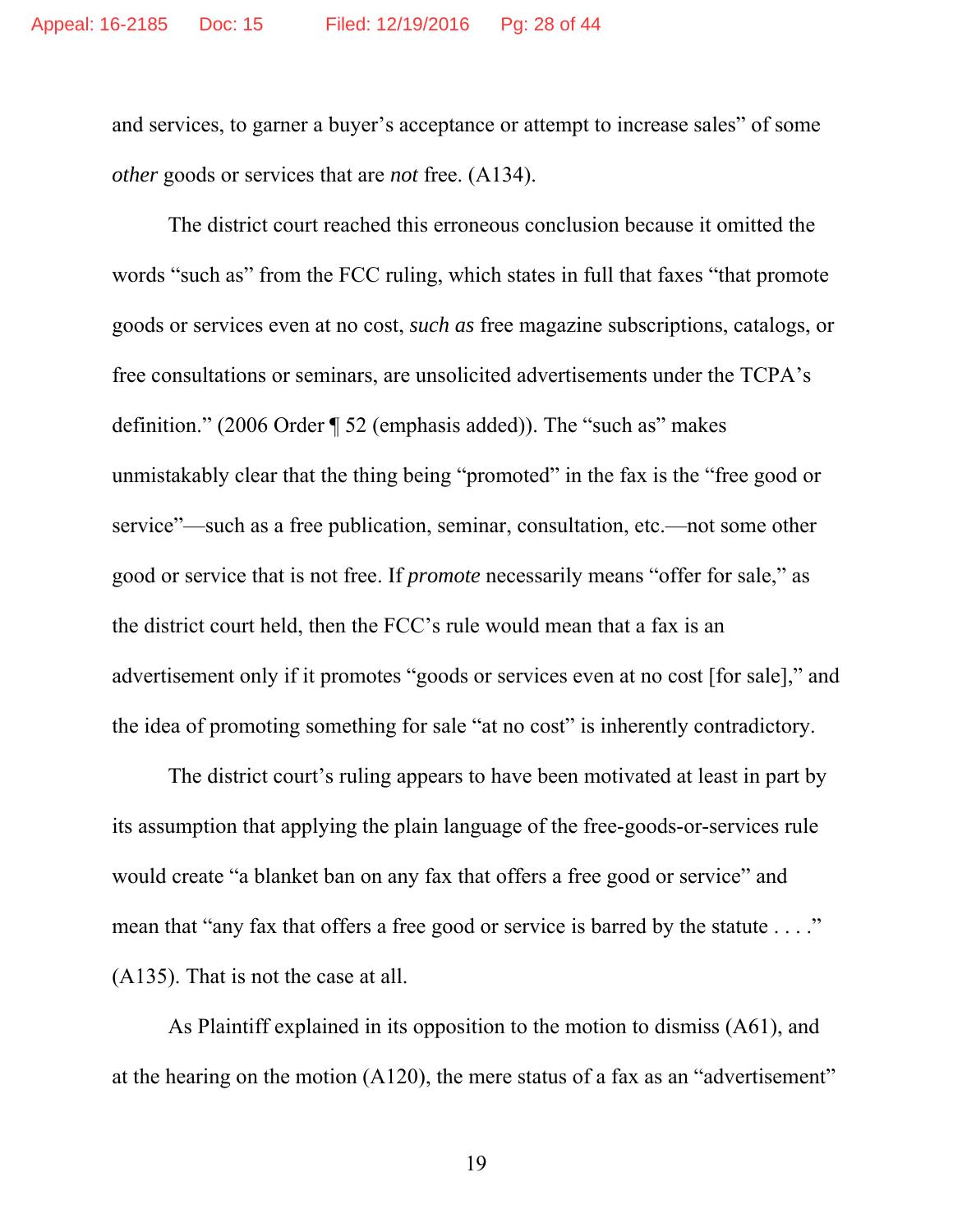and services, to garner a buyer's acceptance or attempt to increase sales" of some *other* goods or services that are *not* free. (A134).

The district court reached this erroneous conclusion because it omitted the words "such as" from the FCC ruling, which states in full that faxes "that promote goods or services even at no cost, *such as* free magazine subscriptions, catalogs, or free consultations or seminars, are unsolicited advertisements under the TCPA's definition." (2006 Order ¶ 52 (emphasis added)). The "such as" makes unmistakably clear that the thing being "promoted" in the fax is the "free good or service"—such as a free publication, seminar, consultation, etc.—not some other good or service that is not free. If *promote* necessarily means "offer for sale," as the district court held, then the FCC's rule would mean that a fax is an advertisement only if it promotes "goods or services even at no cost [for sale]," and the idea of promoting something for sale "at no cost" is inherently contradictory.

The district court's ruling appears to have been motivated at least in part by its assumption that applying the plain language of the free-goods-or-services rule would create "a blanket ban on any fax that offers a free good or service" and mean that "any fax that offers a free good or service is barred by the statute . . . ." (A135). That is not the case at all.

As Plaintiff explained in its opposition to the motion to dismiss (A61), and at the hearing on the motion (A120), the mere status of a fax as an "advertisement"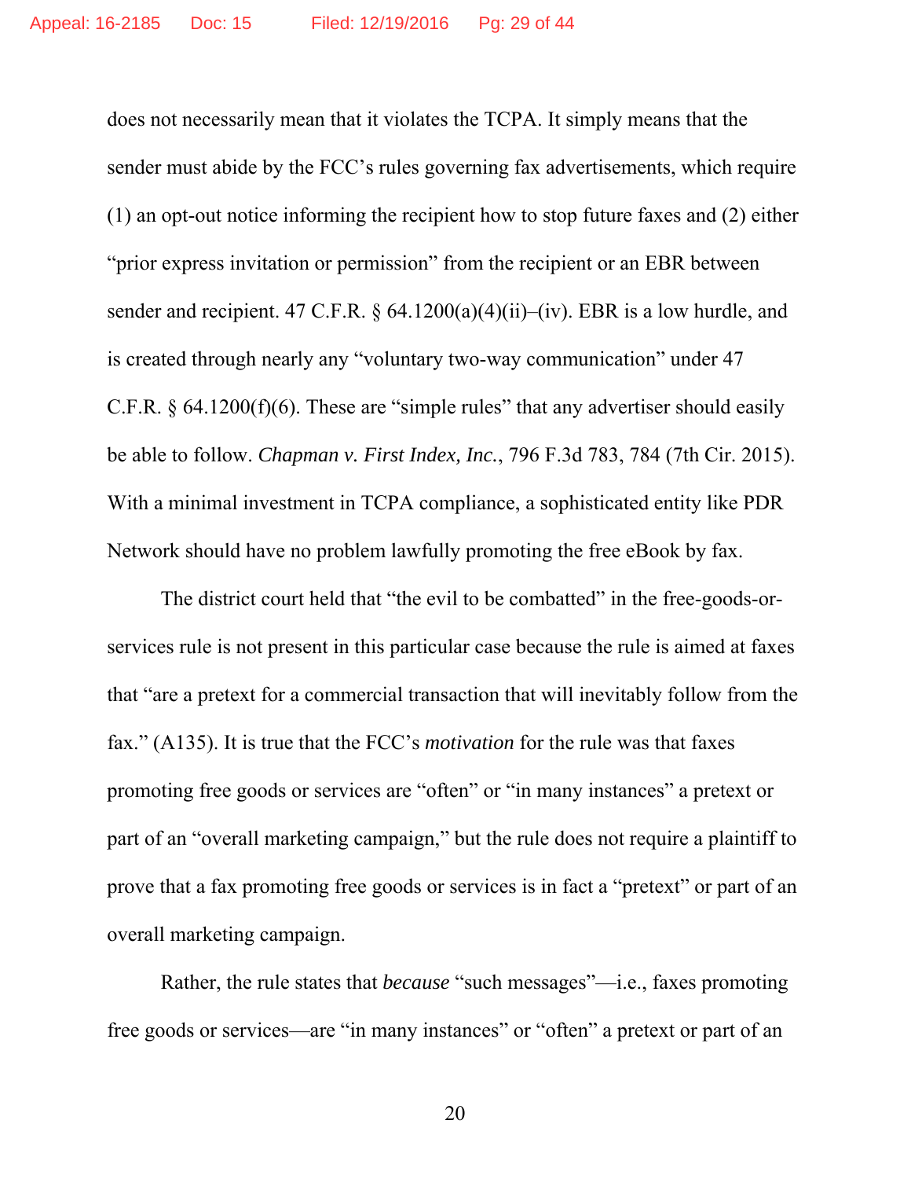does not necessarily mean that it violates the TCPA. It simply means that the sender must abide by the FCC's rules governing fax advertisements, which require (1) an opt-out notice informing the recipient how to stop future faxes and (2) either "prior express invitation or permission" from the recipient or an EBR between sender and recipient. 47 C.F.R. § 64.1200(a)(4)(ii)–(iv). EBR is a low hurdle, and is created through nearly any "voluntary two-way communication" under 47 C.F.R. § 64.1200(f)(6). These are "simple rules" that any advertiser should easily be able to follow. *Chapman v. First Index, Inc.*, 796 F.3d 783, 784 (7th Cir. 2015). With a minimal investment in TCPA compliance, a sophisticated entity like PDR Network should have no problem lawfully promoting the free eBook by fax.

The district court held that "the evil to be combatted" in the free-goods-or-services rule is not present in this particular case because the rule is aimed at faxes that "are a pretext for a commercial transaction that will inevitably follow from the fax." (A135). It is true that the FCC's *motivation* for the rule was that faxes promoting free goods or services are "often" or "in many instances" a pretext or part of an "overall marketing campaign," but the rule does not require a plaintiff to prove that a fax promoting free goods or services is in fact a "pretext" or part of an overall marketing campaign.

Rather, the rule states that *because* "such messages"—i.e., faxes promoting free goods or services—are "in many instances" or "often" a pretext or part of an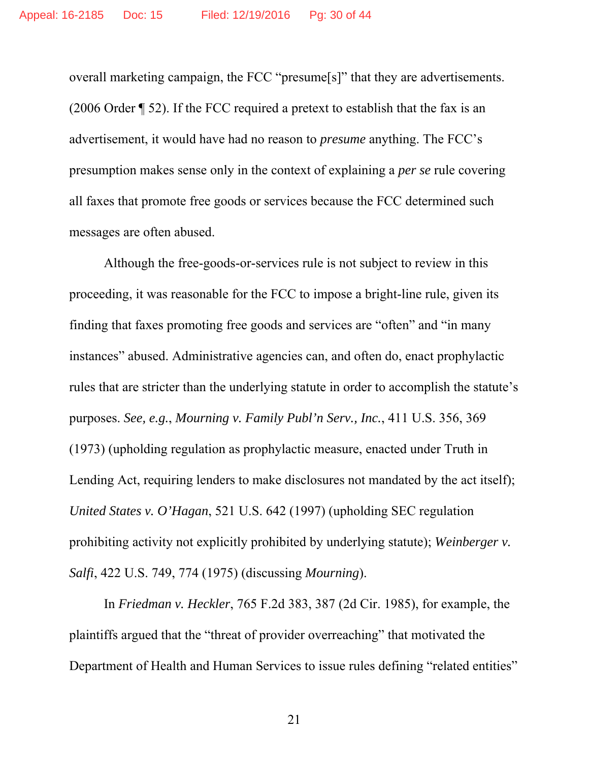overall marketing campaign, the FCC "presume[s]" that they are advertisements. (2006 Order ¶ 52). If the FCC required a pretext to establish that the fax is an advertisement, it would have had no reason to *presume* anything. The FCC's presumption makes sense only in the context of explaining a *per se* rule covering all faxes that promote free goods or services because the FCC determined such messages are often abused.

Although the free-goods-or-services rule is not subject to review in this proceeding, it was reasonable for the FCC to impose a bright-line rule, given its finding that faxes promoting free goods and services are "often" and "in many instances" abused. Administrative agencies can, and often do, enact prophylactic rules that are stricter than the underlying statute in order to accomplish the statute's purposes. *See, e.g.*, *Mourning v. Family Publ'n Serv., Inc.*, 411 U.S. 356, 369 (1973) (upholding regulation as prophylactic measure, enacted under Truth in Lending Act, requiring lenders to make disclosures not mandated by the act itself); *United States v. O'Hagan*, 521 U.S. 642 (1997) (upholding SEC regulation prohibiting activity not explicitly prohibited by underlying statute); *Weinberger v. Salfi*, 422 U.S. 749, 774 (1975) (discussing *Mourning*).

In *Friedman v. Heckler*, 765 F.2d 383, 387 (2d Cir. 1985), for example, the plaintiffs argued that the "threat of provider overreaching" that motivated the Department of Health and Human Services to issue rules defining "related entities"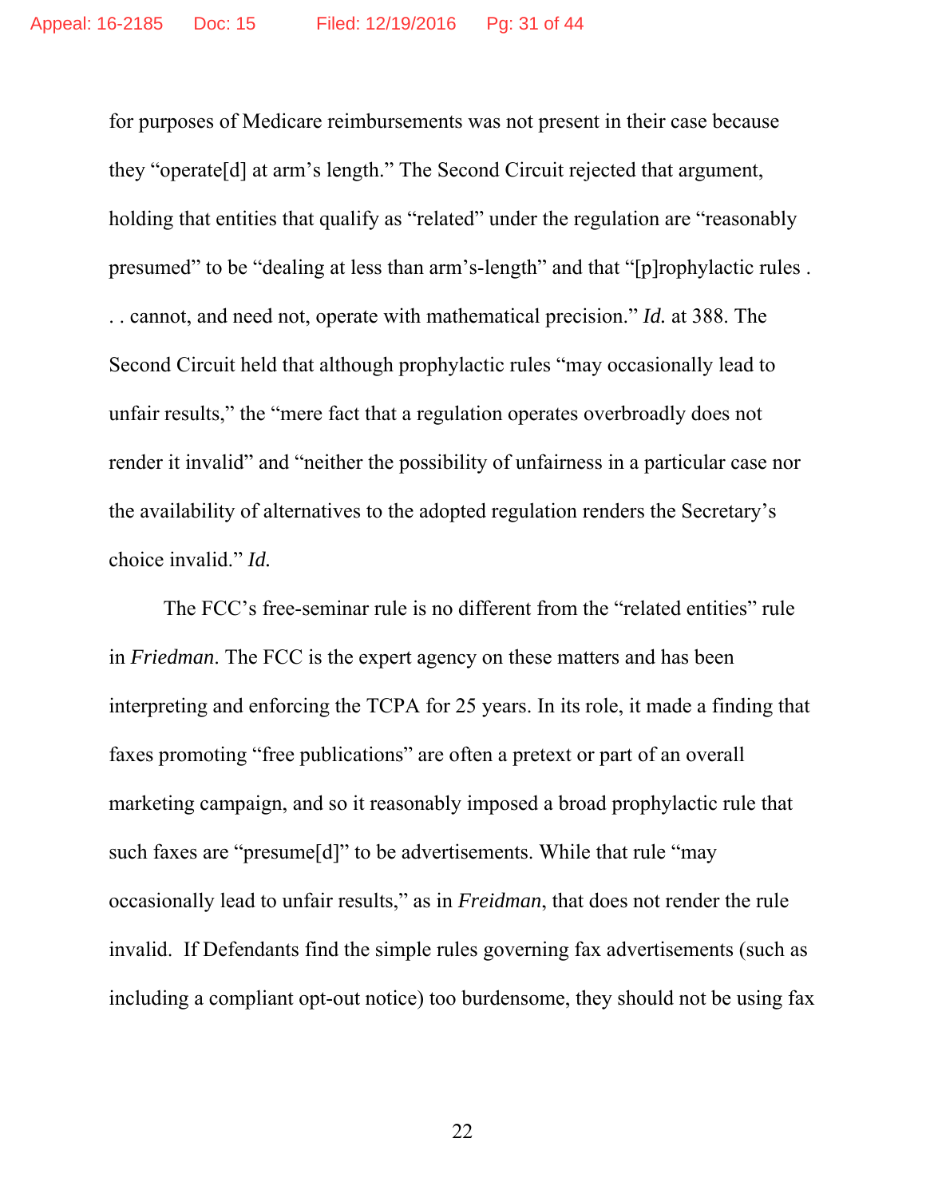for purposes of Medicare reimbursements was not present in their case because they "operate[d] at arm's length." The Second Circuit rejected that argument, holding that entities that qualify as "related" under the regulation are "reasonably presumed" to be "dealing at less than arm's-length" and that "[p]rophylactic rules . . . cannot, and need not, operate with mathematical precision." *Id.* at 388. The Second Circuit held that although prophylactic rules "may occasionally lead to unfair results," the "mere fact that a regulation operates overbroadly does not render it invalid" and "neither the possibility of unfairness in a particular case nor the availability of alternatives to the adopted regulation renders the Secretary's choice invalid." *Id.*

The FCC's free-seminar rule is no different from the "related entities" rule in *Friedman*. The FCC is the expert agency on these matters and has been interpreting and enforcing the TCPA for 25 years. In its role, it made a finding that faxes promoting "free publications" are often a pretext or part of an overall marketing campaign, and so it reasonably imposed a broad prophylactic rule that such faxes are "presume[d]" to be advertisements. While that rule "may occasionally lead to unfair results," as in *Freidman*, that does not render the rule invalid. If Defendants find the simple rules governing fax advertisements (such as including a compliant opt-out notice) too burdensome, they should not be using fax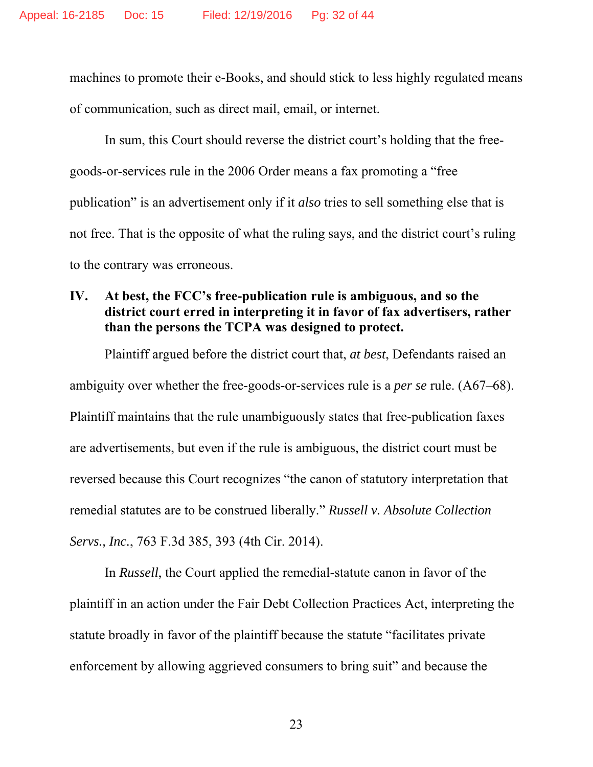machines to promote their e-Books, and should stick to less highly regulated means of communication, such as direct mail, email, or internet.

In sum, this Court should reverse the district court's holding that the free-goods-or-services rule in the 2006 Order means a fax promoting a "free publication" is an advertisement only if it *also* tries to sell something else that is not free. That is the opposite of what the ruling says, and the district court's ruling to the contrary was erroneous.

## IV. At best, the FCC's free-publication rule is ambiguous, and so the district court erred in interpreting it in favor of fax advertisers, rather than the persons the TCPA was designed to protect.

Plaintiff argued before the district court that, *at best*, Defendants raised an ambiguity over whether the free-goods-or-services rule is a *per se* rule. (A67–68). Plaintiff maintains that the rule unambiguously states that free-publication faxes are advertisements, but even if the rule is ambiguous, the district court must be reversed because this Court recognizes "the canon of statutory interpretation that remedial statutes are to be construed liberally." *Russell v. Absolute Collection Servs., Inc.*, 763 F.3d 385, 393 (4th Cir. 2014).

In *Russell*, the Court applied the remedial-statute canon in favor of the plaintiff in an action under the Fair Debt Collection Practices Act, interpreting the statute broadly in favor of the plaintiff because the statute "facilitates private enforcement by allowing aggrieved consumers to bring suit" and because the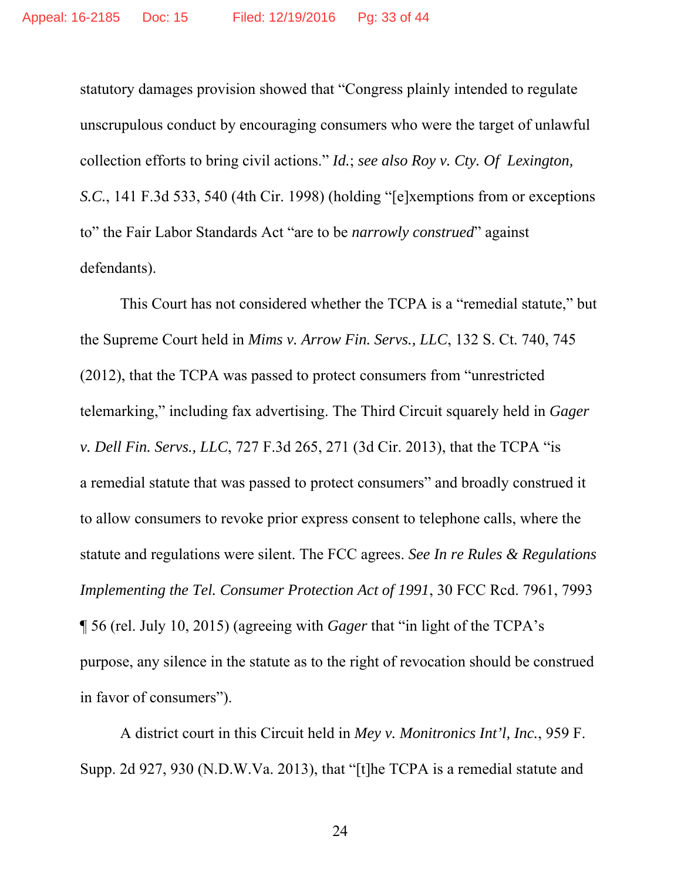statutory damages provision showed that "Congress plainly intended to regulate unscrupulous conduct by encouraging consumers who were the target of unlawful collection efforts to bring civil actions." *Id.*; *see also Roy v. Cty. Of Lexington, S.C.*, 141 F.3d 533, 540 (4th Cir. 1998) (holding "[e]xemptions from or exceptions to" the Fair Labor Standards Act "are to be *narrowly construed*" against defendants).

This Court has not considered whether the TCPA is a "remedial statute," but the Supreme Court held in *Mims v. Arrow Fin. Servs., LLC*, 132 S. Ct. 740, 745 (2012), that the TCPA was passed to protect consumers from "unrestricted telemarking," including fax advertising. The Third Circuit squarely held in *Gager v. Dell Fin. Servs., LLC*, 727 F.3d 265, 271 (3d Cir. 2013), that the TCPA "is a remedial statute that was passed to protect consumers" and broadly construed it to allow consumers to revoke prior express consent to telephone calls, where the statute and regulations were silent. The FCC agrees. *See In re Rules & Regulations Implementing the Tel. Consumer Protection Act of 1991*, 30 FCC Rcd. 7961, 7993 ¶ 56 (rel. July 10, 2015) (agreeing with *Gager* that "in light of the TCPA's purpose, any silence in the statute as to the right of revocation should be construed in favor of consumers").

A district court in this Circuit held in *Mey v. Monitronics Int'l, Inc.*, 959 F. Supp. 2d 927, 930 (N.D.W.Va. 2013), that "[t]he TCPA is a remedial statute and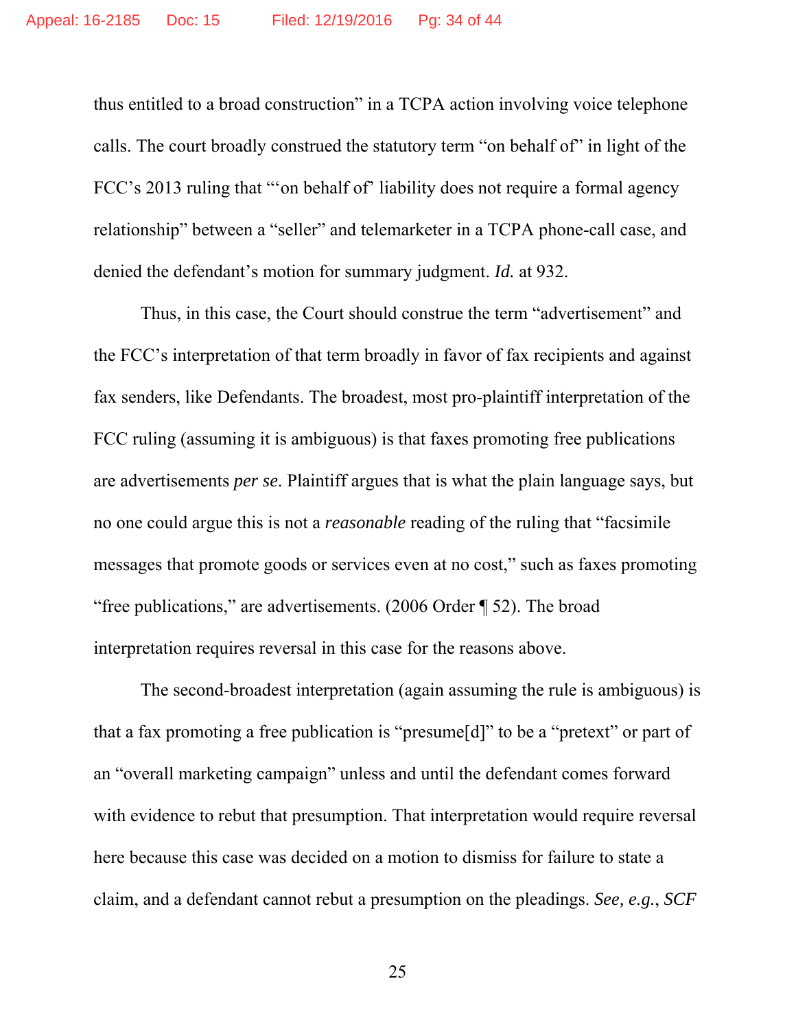thus entitled to a broad construction" in a TCPA action involving voice telephone calls. The court broadly construed the statutory term "on behalf of" in light of the FCC's 2013 ruling that "'on behalf of' liability does not require a formal agency relationship" between a "seller" and telemarketer in a TCPA phone-call case, and denied the defendant's motion for summary judgment. *Id.* at 932.

Thus, in this case, the Court should construe the term "advertisement" and the FCC's interpretation of that term broadly in favor of fax recipients and against fax senders, like Defendants. The broadest, most pro-plaintiff interpretation of the FCC ruling (assuming it is ambiguous) is that faxes promoting free publications are advertisements *per se*. Plaintiff argues that is what the plain language says, but no one could argue this is not a *reasonable* reading of the ruling that "facsimile messages that promote goods or services even at no cost," such as faxes promoting "free publications," are advertisements. (2006 Order ¶ 52). The broad interpretation requires reversal in this case for the reasons above.

The second-broadest interpretation (again assuming the rule is ambiguous) is that a fax promoting a free publication is "presume[d]" to be a "pretext" or part of an "overall marketing campaign" unless and until the defendant comes forward with evidence to rebut that presumption. That interpretation would require reversal here because this case was decided on a motion to dismiss for failure to state a claim, and a defendant cannot rebut a presumption on the pleadings. *See, e.g.*, *SCF*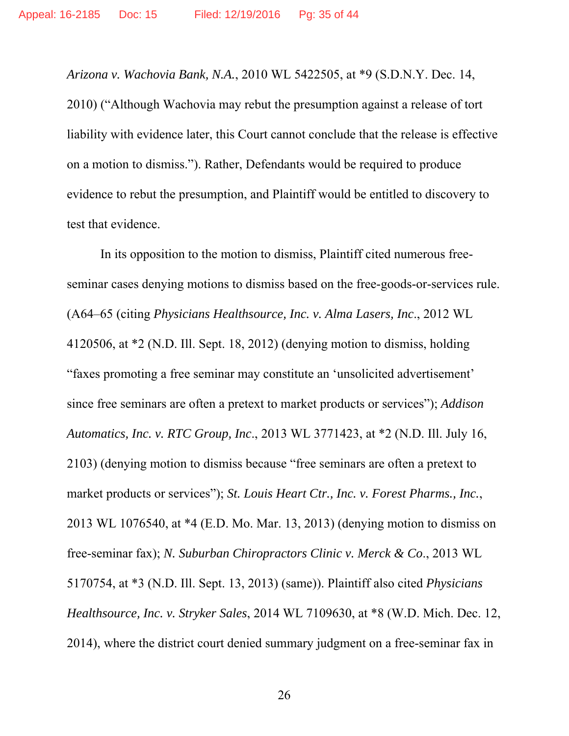*Arizona v. Wachovia Bank, N.A.*, 2010 WL 5422505, at *9 (S.D.N.Y. Dec. 14, 2010) ("Although Wachovia may rebut the presumption against a release of tort liability with evidence later, this Court cannot conclude that the release is effective on a motion to dismiss."). Rather, Defendants would be required to produce evidence to rebut the presumption, and Plaintiff would be entitled to discovery to test that evidence.

In its opposition to the motion to dismiss, Plaintiff cited numerous free-seminar cases denying motions to dismiss based on the free-goods-or-services rule. (A64–65 (citing *Physicians Healthsource, Inc. v. Alma Lasers, Inc*., 2012 WL 4120506, at *2 (N.D. Ill. Sept. 18, 2012) (denying motion to dismiss, holding "faxes promoting a free seminar may constitute an 'unsolicited advertisement' since free seminars are often a pretext to market products or services"); *Addison Automatics, Inc. v. RTC Group, Inc*., 2013 WL 3771423, at *2 (N.D. Ill. July 16, 2103) (denying motion to dismiss because "free seminars are often a pretext to market products or services"); *St. Louis Heart Ctr., Inc. v. Forest Pharms., Inc.*, 2013 WL 1076540, at *4 (E.D. Mo. Mar. 13, 2013) (denying motion to dismiss on free-seminar fax); *N. Suburban Chiropractors Clinic v. Merck & Co*., 2013 WL 5170754, at *3 (N.D. Ill. Sept. 13, 2013) (same)). Plaintiff also cited *Physicians Healthsource, Inc. v. Stryker Sales*, 2014 WL 7109630, at *8 (W.D. Mich. Dec. 12, 2014), where the district court denied summary judgment on a free-seminar fax in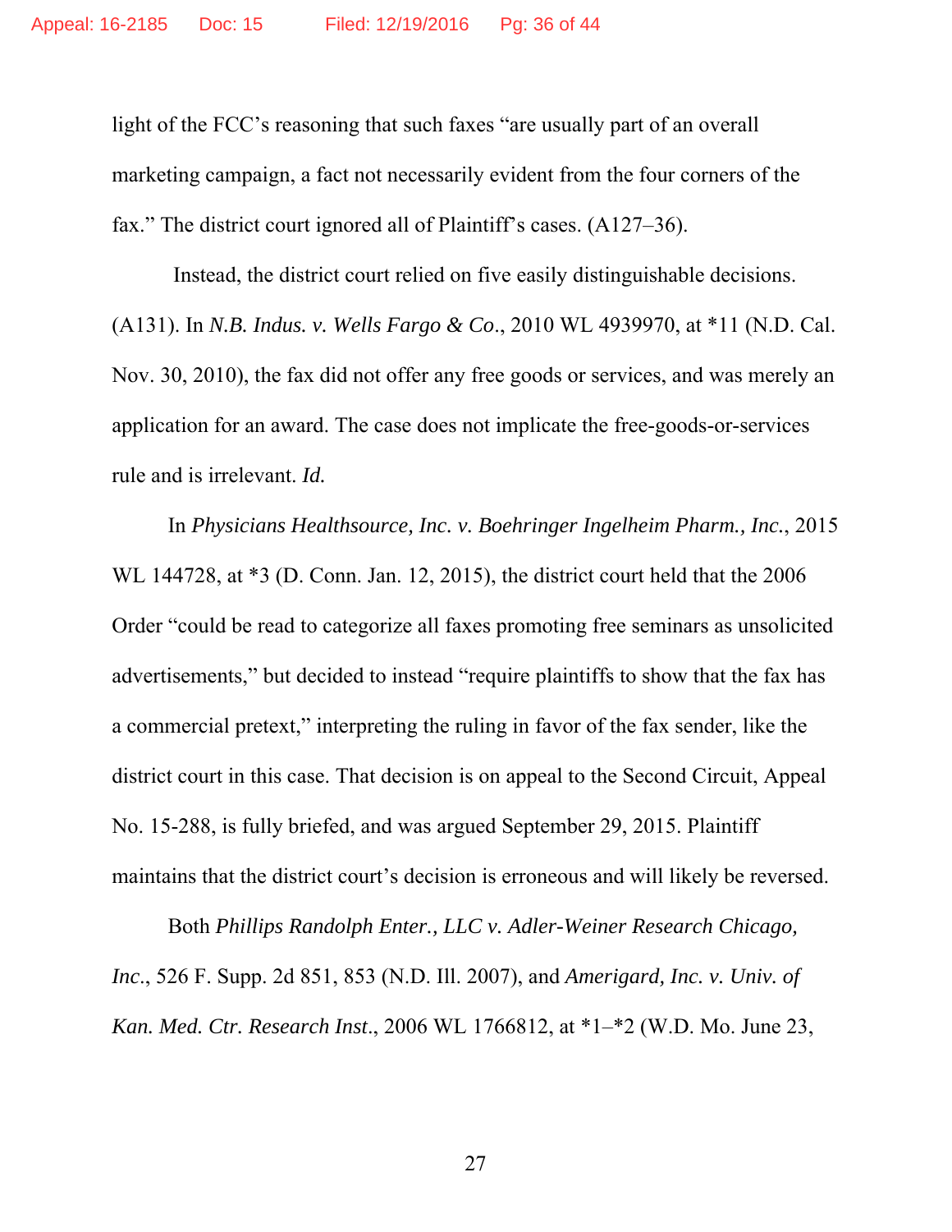light of the FCC's reasoning that such faxes "are usually part of an overall marketing campaign, a fact not necessarily evident from the four corners of the fax." The district court ignored all of Plaintiff's cases. (A127–36).

Instead, the district court relied on five easily distinguishable decisions. (A131). In *N.B. Indus. v. Wells Fargo & Co.*, 2010 WL 4939970, at *11 (N.D. Cal. Nov. 30, 2010), the fax did not offer any free goods or services, and was merely an application for an award. The case does not implicate the free-goods-or-services rule and is irrelevant. *Id.*

In *Physicians Healthsource, Inc. v. Boehringer Ingelheim Pharm., Inc.*, 2015 WL 144728, at *3 (D. Conn. Jan. 12, 2015), the district court held that the 2006 Order "could be read to categorize all faxes promoting free seminars as unsolicited advertisements," but decided to instead "require plaintiffs to show that the fax has a commercial pretext," interpreting the ruling in favor of the fax sender, like the district court in this case. That decision is on appeal to the Second Circuit, Appeal No. 15-288, is fully briefed, and was argued September 29, 2015. Plaintiff maintains that the district court's decision is erroneous and will likely be reversed.

Both *Phillips Randolph Enter., LLC v. Adler-Weiner Research Chicago, Inc.*, 526 F. Supp. 2d 851, 853 (N.D. Ill. 2007), and *Amerigard, Inc. v. Univ. of Kan. Med. Ctr. Research Inst.*, 2006 WL 1766812, at *1–*2 (W.D. Mo. June 23,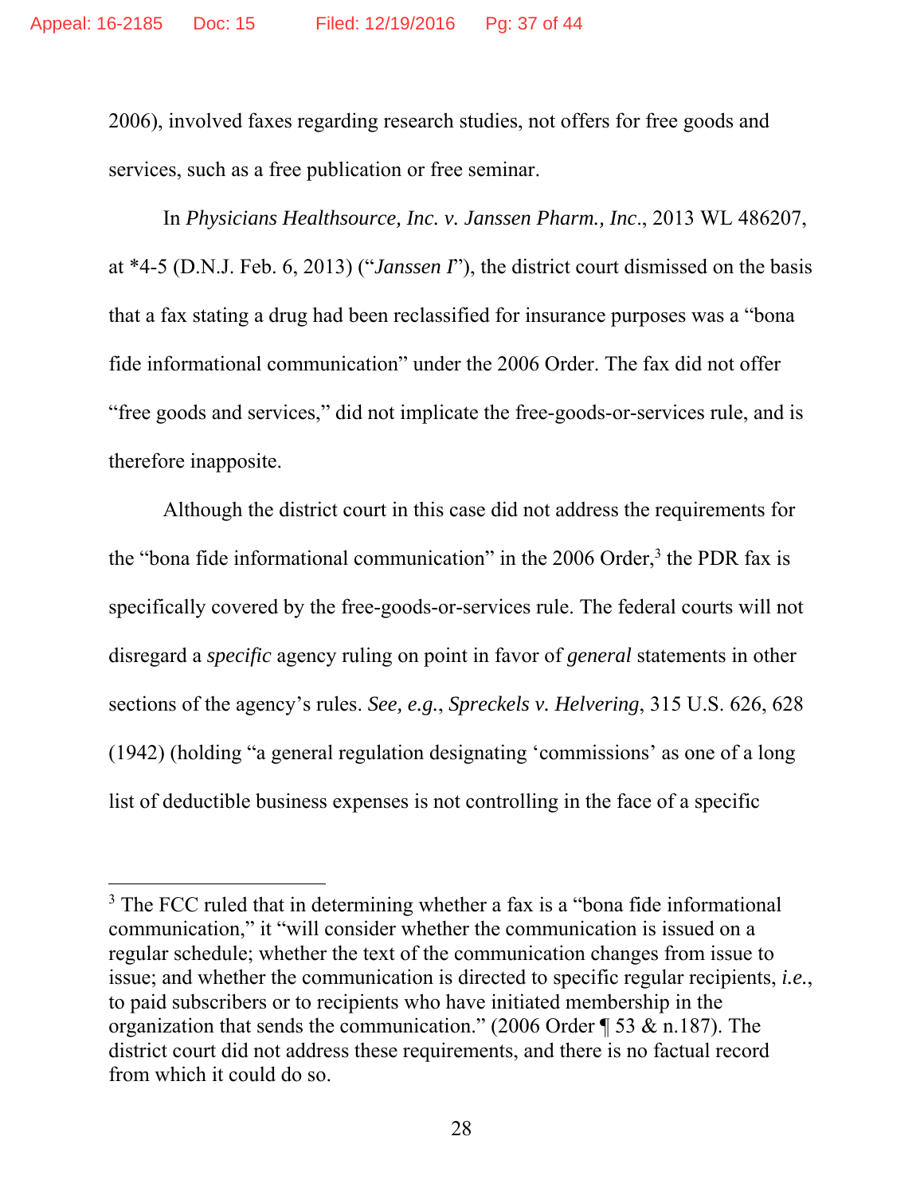2006), involved faxes regarding research studies, not offers for free goods and services, such as a free publication or free seminar.

In *Physicians Healthsource, Inc. v. Janssen Pharm., Inc.*, 2013 WL 486207, at *4-5 (D.N.J. Feb. 6, 2013) ("*Janssen I*"), the district court dismissed on the basis that a fax stating a drug had been reclassified for insurance purposes was a "bona fide informational communication" under the 2006 Order. The fax did not offer "free goods and services," did not implicate the free-goods-or-services rule, and is therefore inapposite.

Although the district court in this case did not address the requirements for the "bona fide informational communication" in the 2006 Order,[3] the PDR fax is specifically covered by the free-goods-or-services rule. The federal courts will not disregard a *specific* agency ruling on point in favor of *general* statements in other sections of the agency's rules. *See, e.g.*, *Spreckels v. Helvering*, 315 U.S. 626, 628 (1942) (holding "a general regulation designating 'commissions' as one of a long list of deductible business expenses is not controlling in the face of a specific

---

[3] The FCC ruled that in determining whether a fax is a "bona fide informational communication," it "will consider whether the communication is issued on a regular schedule; whether the text of the communication changes from issue to issue; and whether the communication is directed to specific regular recipients, *i.e.*, to paid subscribers or to recipients who have initiated membership in the organization that sends the communication." (2006 Order ¶ 53 & n.187). The district court did not address these requirements, and there is no factual record from which it could do so.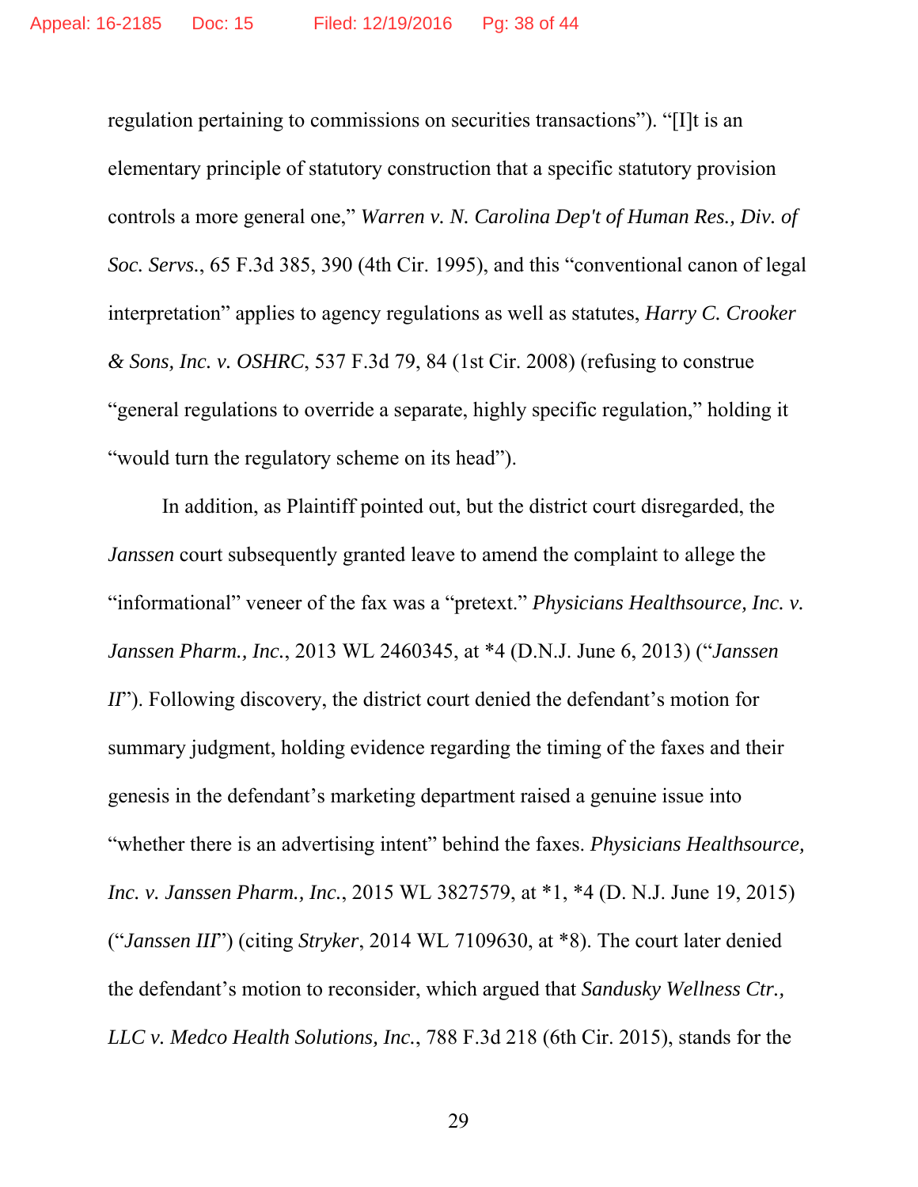regulation pertaining to commissions on securities transactions"). "[I]t is an elementary principle of statutory construction that a specific statutory provision controls a more general one," *Warren v. N. Carolina Dep't of Human Res., Div. of Soc. Servs.*, 65 F.3d 385, 390 (4th Cir. 1995), and this "conventional canon of legal interpretation" applies to agency regulations as well as statutes, *Harry C. Crooker & Sons, Inc. v. OSHRC*, 537 F.3d 79, 84 (1st Cir. 2008) (refusing to construe "general regulations to override a separate, highly specific regulation," holding it "would turn the regulatory scheme on its head").

In addition, as Plaintiff pointed out, but the district court disregarded, the *Janssen* court subsequently granted leave to amend the complaint to allege the "informational" veneer of the fax was a "pretext." *Physicians Healthsource, Inc. v. Janssen Pharm., Inc.*, 2013 WL 2460345, at *4 (D.N.J. June 6, 2013) ("*Janssen II*"). Following discovery, the district court denied the defendant's motion for summary judgment, holding evidence regarding the timing of the faxes and their genesis in the defendant's marketing department raised a genuine issue into "whether there is an advertising intent" behind the faxes. *Physicians Healthsource, Inc. v. Janssen Pharm., Inc.*, 2015 WL 3827579, at *1, *4 (D. N.J. June 19, 2015) ("*Janssen III*") (citing *Stryker*, 2014 WL 7109630, at *8). The court later denied the defendant's motion to reconsider, which argued that *Sandusky Wellness Ctr., LLC v. Medco Health Solutions, Inc.*, 788 F.3d 218 (6th Cir. 2015), stands for the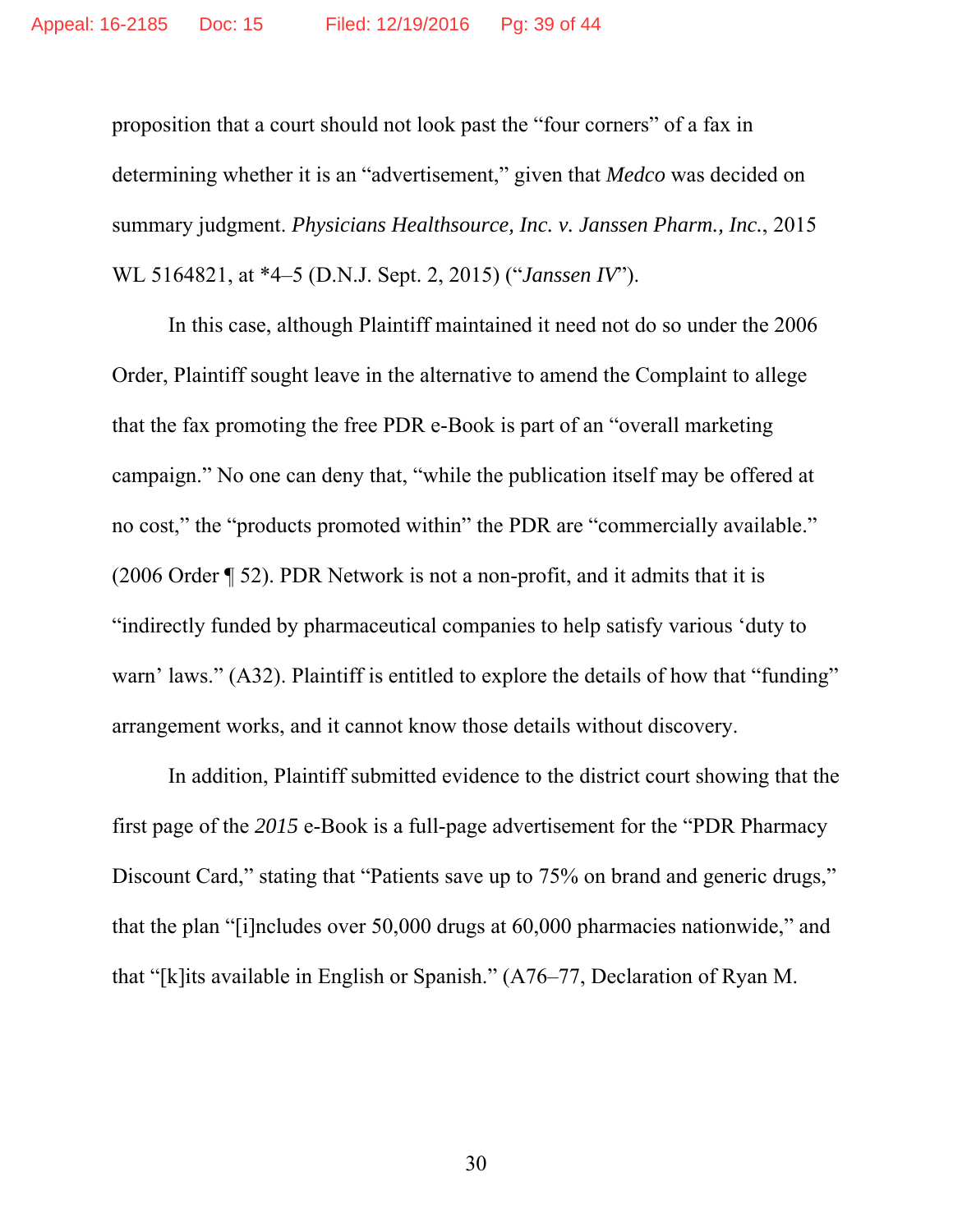proposition that a court should not look past the "four corners" of a fax in determining whether it is an "advertisement," given that *Medco* was decided on summary judgment. *Physicians Healthsource, Inc. v. Janssen Pharm., Inc.*, 2015 WL 5164821, at *4–5 (D.N.J. Sept. 2, 2015) ("*Janssen IV*").

In this case, although Plaintiff maintained it need not do so under the 2006 Order, Plaintiff sought leave in the alternative to amend the Complaint to allege that the fax promoting the free PDR e-Book is part of an "overall marketing campaign." No one can deny that, "while the publication itself may be offered at no cost," the "products promoted within" the PDR are "commercially available." (2006 Order ¶ 52). PDR Network is not a non-profit, and it admits that it is "indirectly funded by pharmaceutical companies to help satisfy various 'duty to warn' laws." (A32). Plaintiff is entitled to explore the details of how that "funding" arrangement works, and it cannot know those details without discovery.

In addition, Plaintiff submitted evidence to the district court showing that the first page of the *2015* e-Book is a full-page advertisement for the "PDR Pharmacy Discount Card," stating that "Patients save up to 75% on brand and generic drugs," that the plan "[i]ncludes over 50,000 drugs at 60,000 pharmacies nationwide," and that "[k]its available in English or Spanish." (A76–77, Declaration of Ryan M.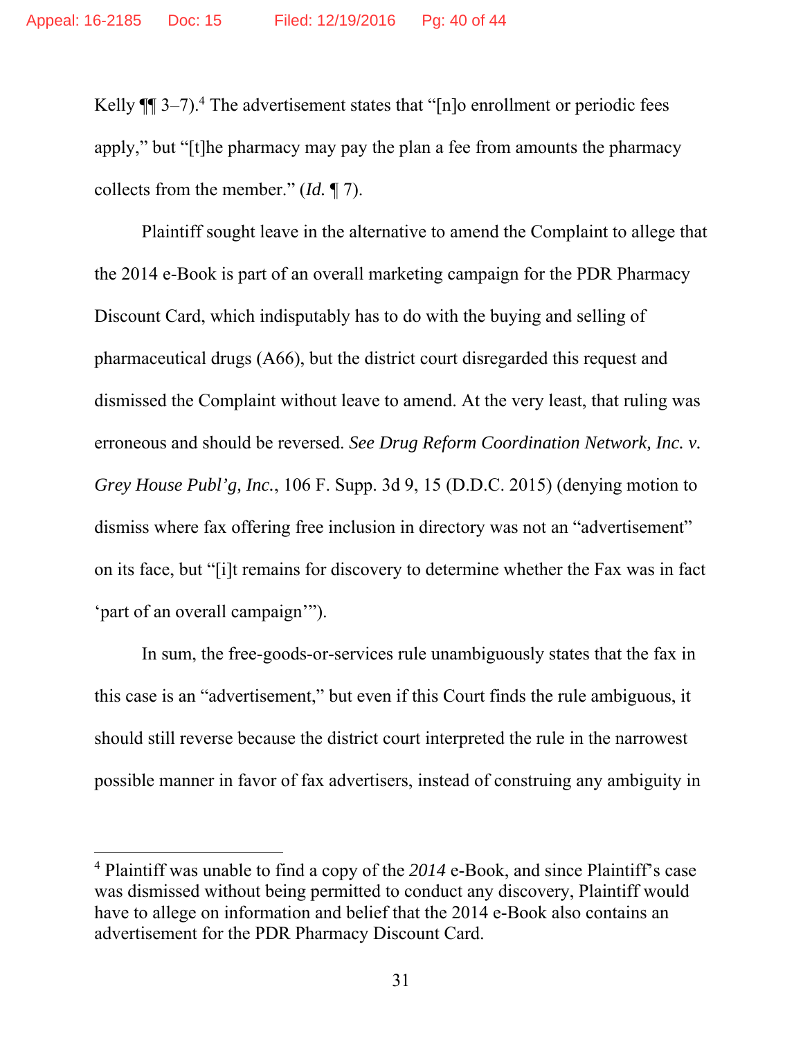Kelly ¶¶ 3–7).[4] The advertisement states that "[n]o enrollment or periodic fees apply," but "[t]he pharmacy may pay the plan a fee from amounts the pharmacy collects from the member." (*Id.* ¶ 7).

Plaintiff sought leave in the alternative to amend the Complaint to allege that the 2014 e-Book is part of an overall marketing campaign for the PDR Pharmacy Discount Card, which indisputably has to do with the buying and selling of pharmaceutical drugs (A66), but the district court disregarded this request and dismissed the Complaint without leave to amend. At the very least, that ruling was erroneous and should be reversed. *See Drug Reform Coordination Network, Inc. v. Grey House Publ'g, Inc.*, 106 F. Supp. 3d 9, 15 (D.D.C. 2015) (denying motion to dismiss where fax offering free inclusion in directory was not an "advertisement" on its face, but "[i]t remains for discovery to determine whether the Fax was in fact 'part of an overall campaign'").

In sum, the free-goods-or-services rule unambiguously states that the fax in this case is an "advertisement," but even if this Court finds the rule ambiguous, it should still reverse because the district court interpreted the rule in the narrowest possible manner in favor of fax advertisers, instead of construing any ambiguity in

[4] Plaintiff was unable to find a copy of the *2014* e-Book, and since Plaintiff's case was dismissed without being permitted to conduct any discovery, Plaintiff would have to allege on information and belief that the 2014 e-Book also contains an advertisement for the PDR Pharmacy Discount Card.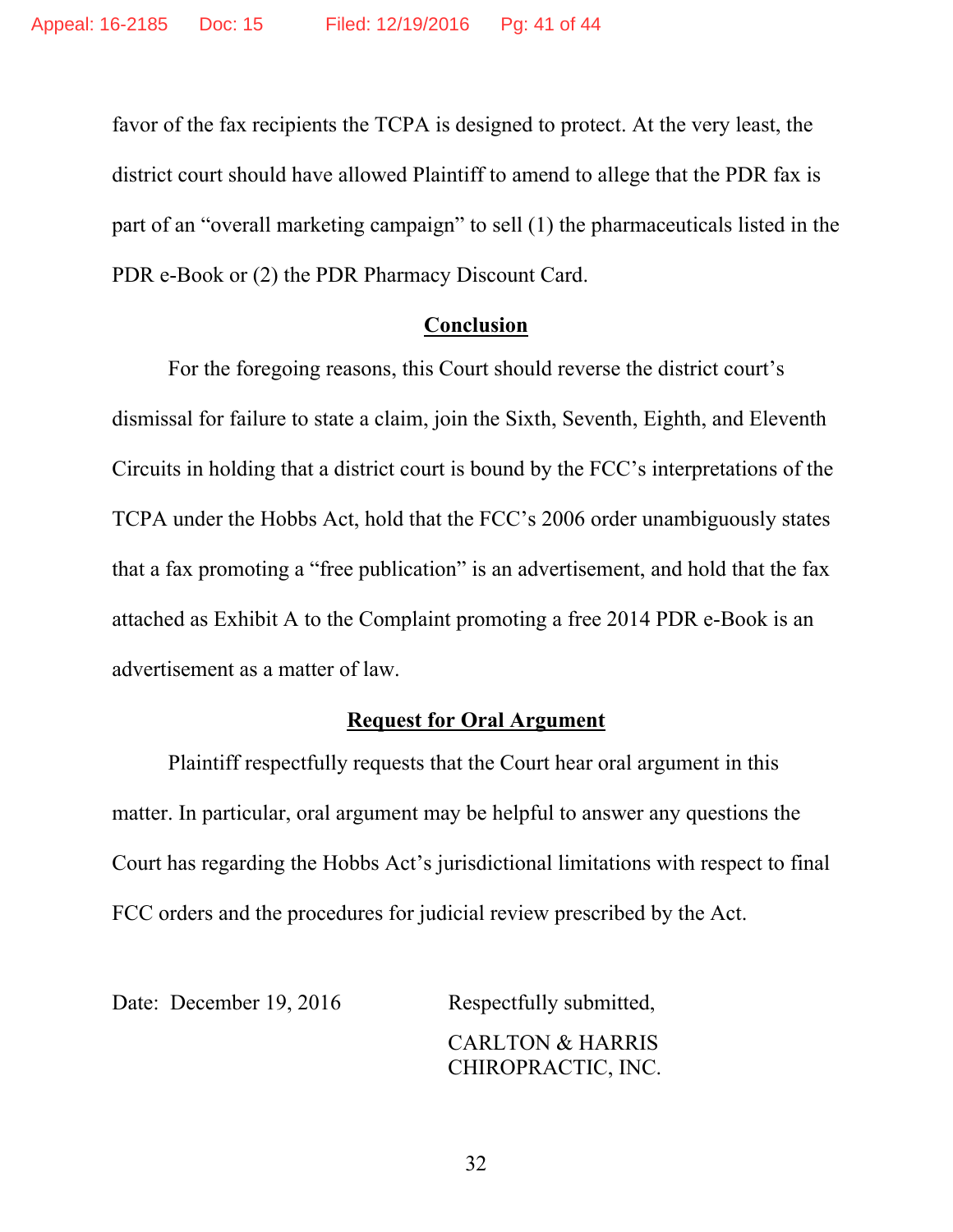favor of the fax recipients the TCPA is designed to protect. At the very least, the district court should have allowed Plaintiff to amend to allege that the PDR fax is part of an "overall marketing campaign" to sell (1) the pharmaceuticals listed in the PDR e-Book or (2) the PDR Pharmacy Discount Card.

## Conclusion

For the foregoing reasons, this Court should reverse the district court's dismissal for failure to state a claim, join the Sixth, Seventh, Eighth, and Eleventh Circuits in holding that a district court is bound by the FCC's interpretations of the TCPA under the Hobbs Act, hold that the FCC's 2006 order unambiguously states that a fax promoting a "free publication" is an advertisement, and hold that the fax attached as Exhibit A to the Complaint promoting a free 2014 PDR e-Book is an advertisement as a matter of law.

## Request for Oral Argument

Plaintiff respectfully requests that the Court hear oral argument in this matter. In particular, oral argument may be helpful to answer any questions the Court has regarding the Hobbs Act's jurisdictional limitations with respect to final FCC orders and the procedures for judicial review prescribed by the Act.

Date: December 19, 2016

Respectfully submitted,

CARLTON & HARRIS
CHIROPRACTIC, INC.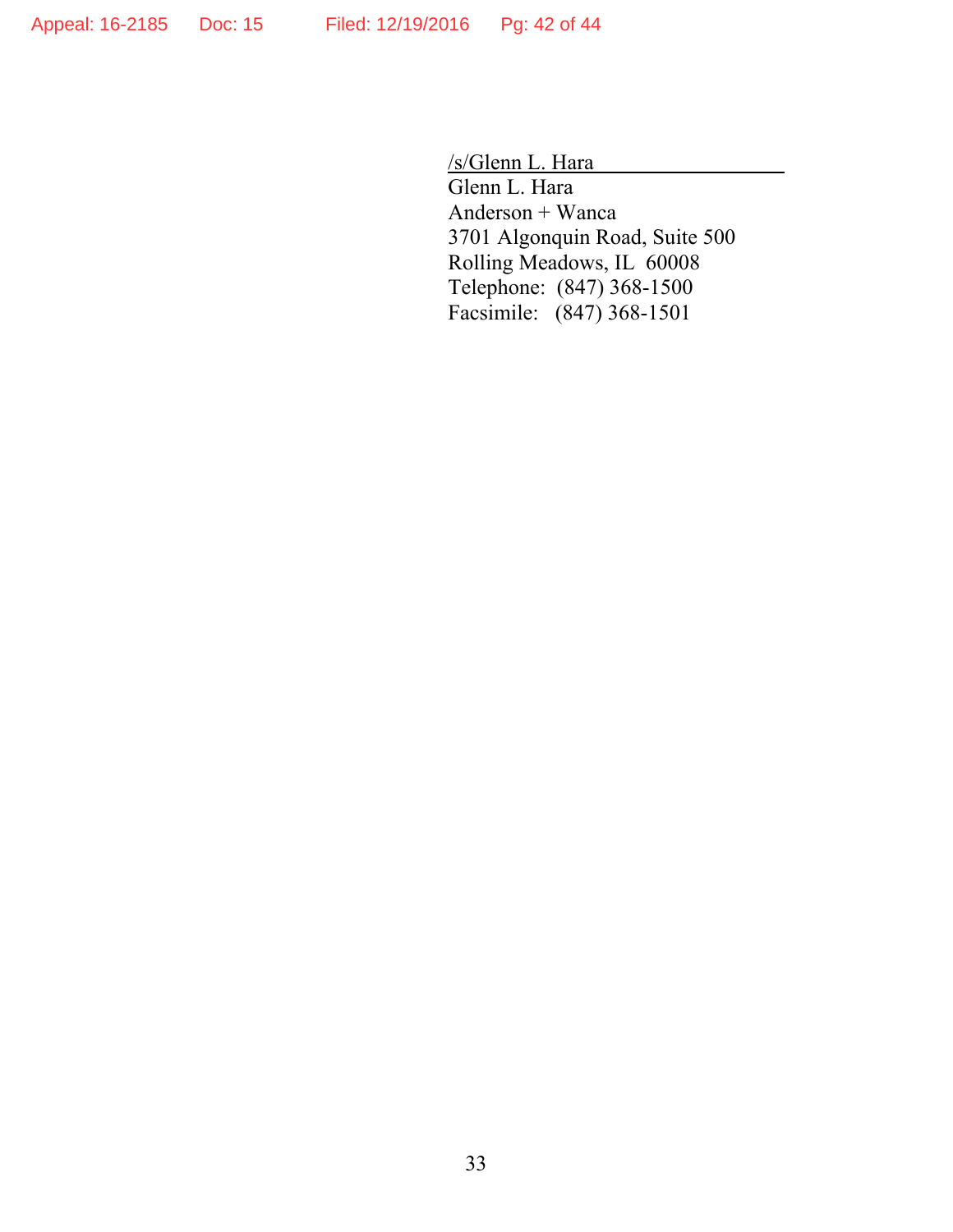/s/Glenn L. Hara

Glenn L. Hara
Anderson + Wanca
3701 Algonquin Road, Suite 500
Rolling Meadows, IL 60008
Telephone: (847) 368-1500
Facsimile: (847) 368-1501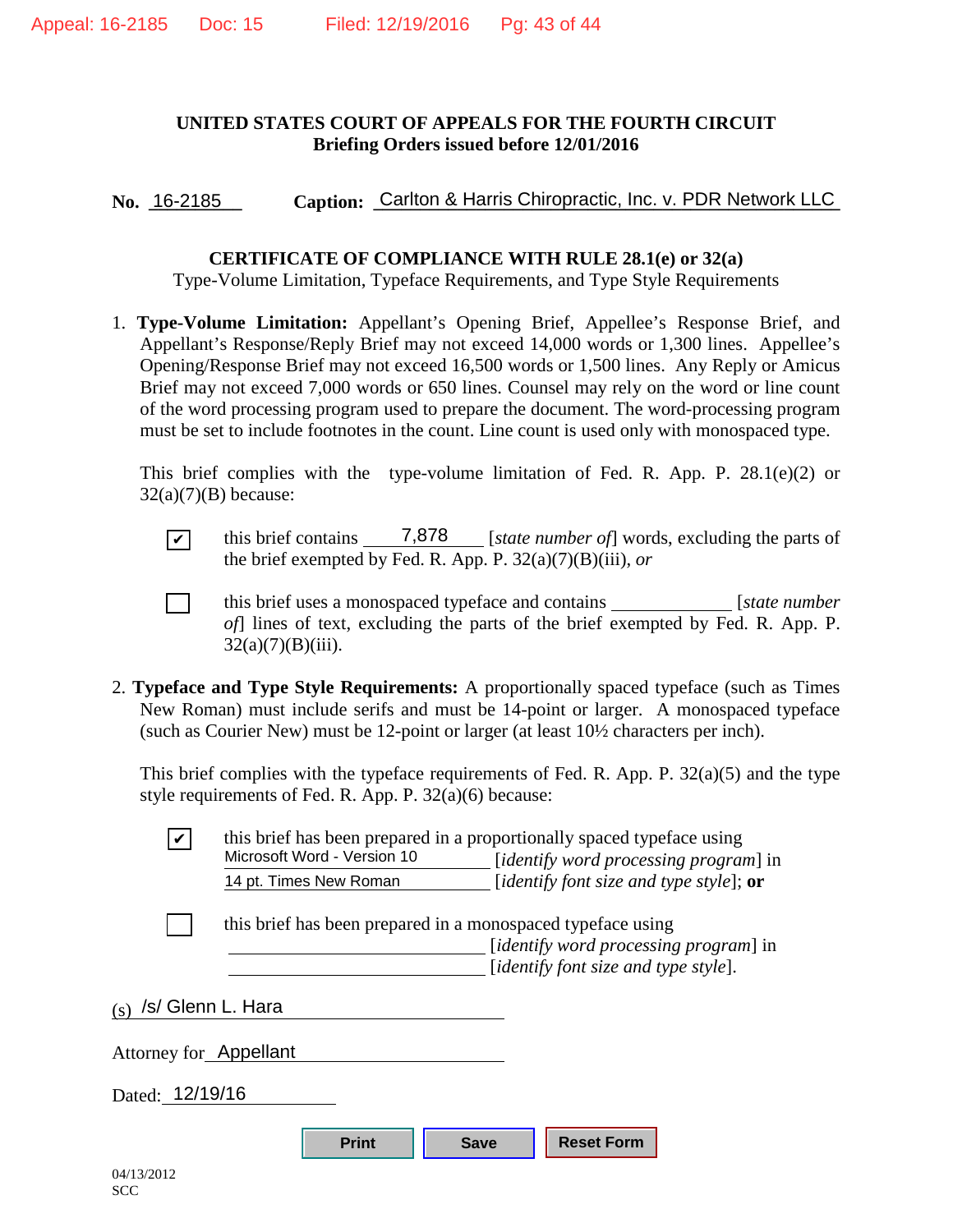**UNITED STATES COURT OF APPEALS FOR THE FOURTH CIRCUIT**
**Briefing Orders issued before 12/01/2016**

**No.** 16-2185 **Caption:** Carlton & Harris Chiropractic, Inc. v. PDR Network LLC

**CERTIFICATE OF COMPLIANCE WITH RULE 28.1(e) or 32(a)**
Type-Volume Limitation, Typeface Requirements, and Type Style Requirements

1. **Type-Volume Limitation:** Appellant's Opening Brief, Appellee's Response Brief, and Appellant's Response/Reply Brief may not exceed 14,000 words or 1,300 lines. Appellee's Opening/Response Brief may not exceed 16,500 words or 1,500 lines. Any Reply or Amicus Brief may not exceed 7,000 words or 650 lines. Counsel may rely on the word or line count of the word processing program used to prepare the document. The word-processing program must be set to include footnotes in the count. Line count is used only with monospaced type.

   This brief complies with the type-volume limitation of Fed. R. App. P. 28.1(e)(2) or 32(a)(7)(B) because:

   ☑ this brief contains 7,878 [*state number of*] words, excluding the parts of the brief exempted by Fed. R. App. P. 32(a)(7)(B)(iii), *or*

   ☐ this brief uses a monospaced typeface and contains ____________ [*state number of*] lines of text, excluding the parts of the brief exempted by Fed. R. App. P. 32(a)(7)(B)(iii).

2. **Typeface and Type Style Requirements:** A proportionally spaced typeface (such as Times New Roman) must include serifs and must be 14-point or larger. A monospaced typeface (such as Courier New) must be 12-point or larger (at least 10½ characters per inch).

   This brief complies with the typeface requirements of Fed. R. App. P. 32(a)(5) and the type style requirements of Fed. R. App. P. 32(a)(6) because:

   ☑ this brief has been prepared in a proportionally spaced typeface using Microsoft Word - Version 10 [*identify word processing program*] in 14 pt. Times New Roman [*identify font size and type style*]; **or**

   ☐ this brief has been prepared in a monospaced typeface using ____________ [*identify word processing program*] in ____________ [*identify font size and type style*].

(s) /s/ Glenn L. Hara

Attorney for Appellant

Dated: 12/19/16

04/13/2012
SCC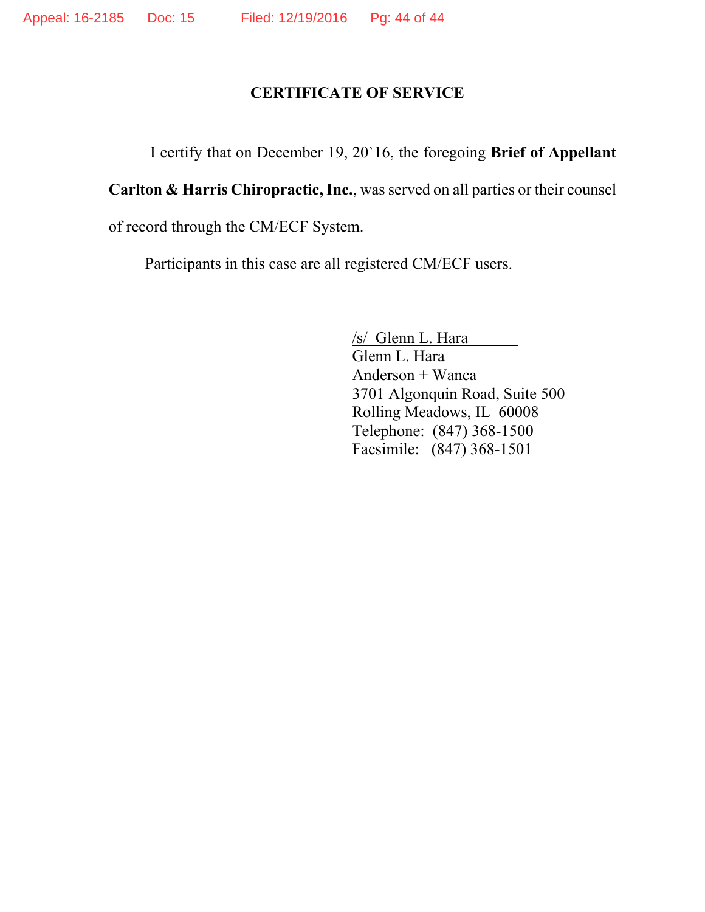## CERTIFICATE OF SERVICE

I certify that on December 19, 20`16, the foregoing **Brief of Appellant Carlton & Harris Chiropractic, Inc.**, was served on all parties or their counsel of record through the CM/ECF System.

Participants in this case are all registered CM/ECF users.

/s/ Glenn L. Hara
Glenn L. Hara
Anderson + Wanca
3701 Algonquin Road, Suite 500
Rolling Meadows, IL 60008
Telephone: (847) 368-1500
Facsimile: (847) 368-1501